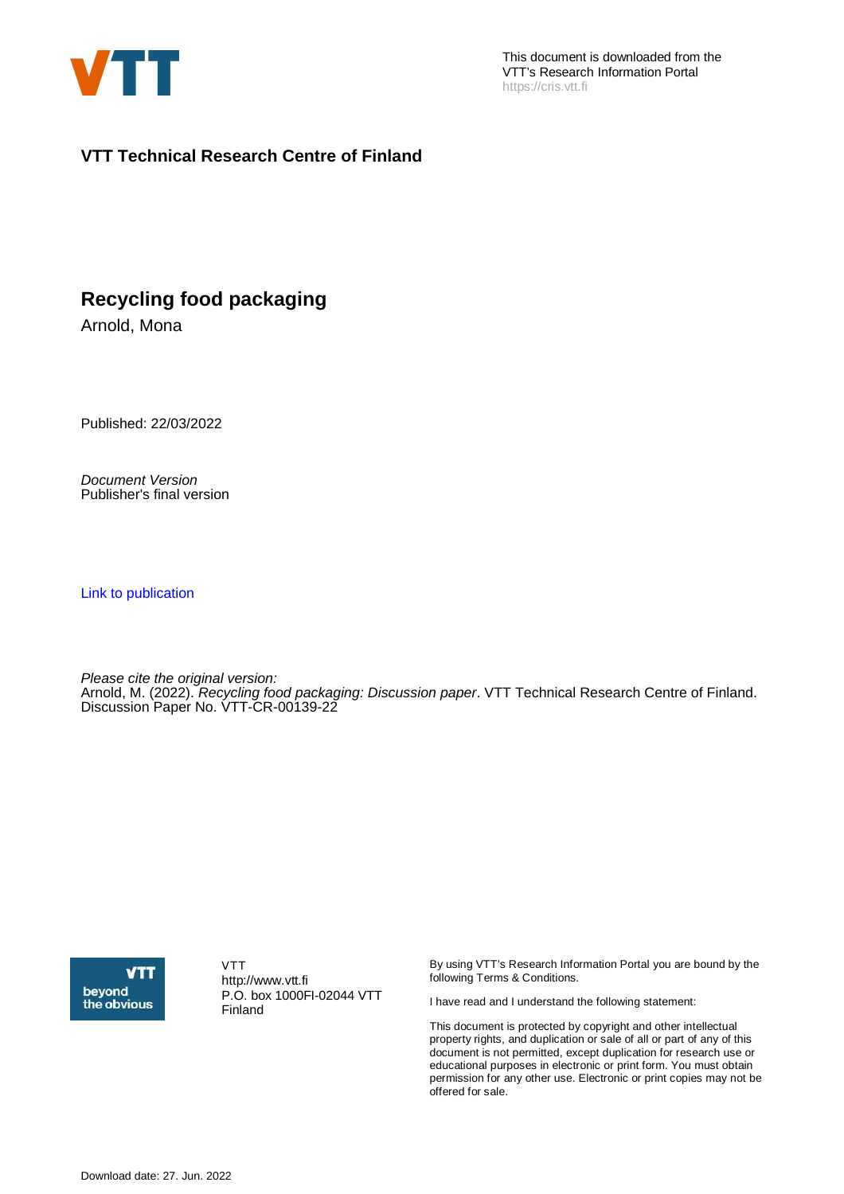This document is downloaded from the VTT's Research Information Portal
https://cris.vtt.fi

**VTT Technical Research Centre of Finland**

# Recycling food packaging

Arnold, Mona

Published: 22/03/2022

*Document Version*
Publisher's final version

Link to publication

*Please cite the original version:*
Arnold, M. (2022). *Recycling food packaging: Discussion paper*. VTT Technical Research Centre of Finland. Discussion Paper No. VTT-CR-00139-22

VTT
http://www.vtt.fi
P.O. box 1000FI-02044 VTT
Finland

By using VTT's Research Information Portal you are bound by the following Terms & Conditions.

I have read and I understand the following statement:

This document is protected by copyright and other intellectual property rights, and duplication or sale of all or part of any of this document is not permitted, except duplication for research use or educational purposes in electronic or print form. You must obtain permission for any other use. Electronic or print copies may not be offered for sale.

Download date: 27. Jun. 2022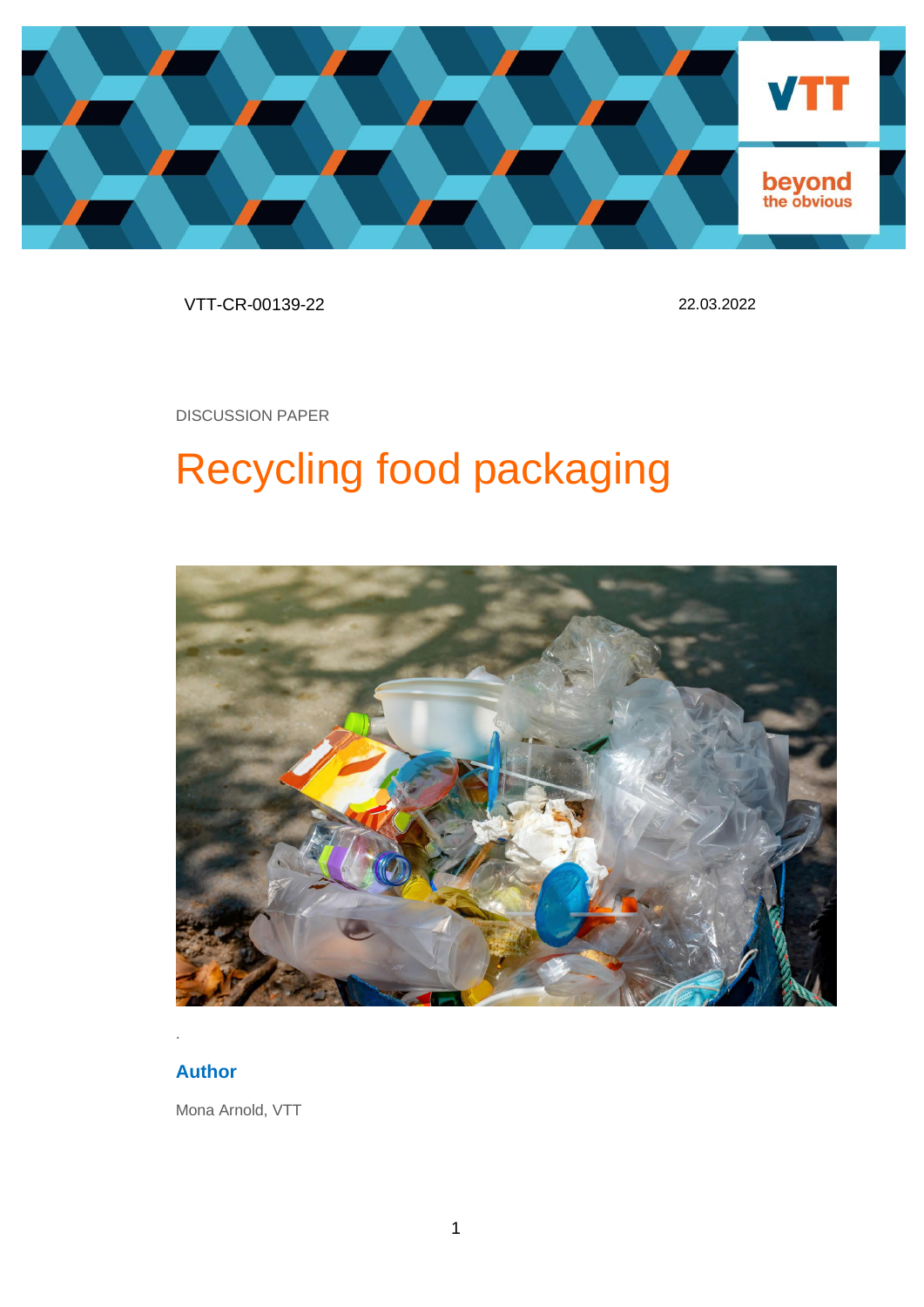VTT-CR-00139-22 22.03.2022

DISCUSSION PAPER

# Recycling food packaging

.

### Author

Mona Arnold, VTT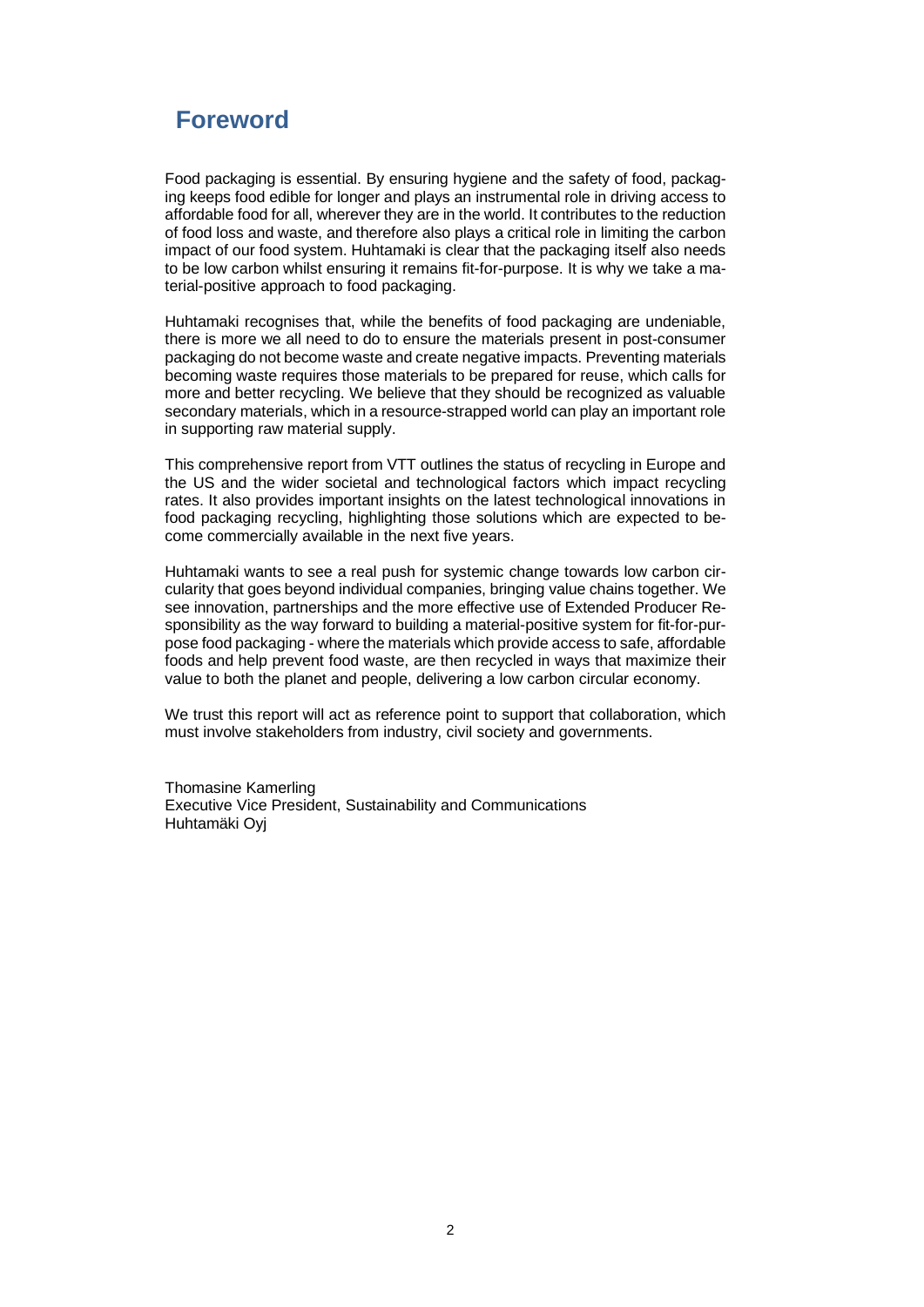# Foreword

Food packaging is essential. By ensuring hygiene and the safety of food, packaging keeps food edible for longer and plays an instrumental role in driving access to affordable food for all, wherever they are in the world. It contributes to the reduction of food loss and waste, and therefore also plays a critical role in limiting the carbon impact of our food system. Huhtamaki is clear that the packaging itself also needs to be low carbon whilst ensuring it remains fit-for-purpose. It is why we take a material-positive approach to food packaging.

Huhtamaki recognises that, while the benefits of food packaging are undeniable, there is more we all need to do to ensure the materials present in post-consumer packaging do not become waste and create negative impacts. Preventing materials becoming waste requires those materials to be prepared for reuse, which calls for more and better recycling. We believe that they should be recognized as valuable secondary materials, which in a resource-strapped world can play an important role in supporting raw material supply.

This comprehensive report from VTT outlines the status of recycling in Europe and the US and the wider societal and technological factors which impact recycling rates. It also provides important insights on the latest technological innovations in food packaging recycling, highlighting those solutions which are expected to become commercially available in the next five years.

Huhtamaki wants to see a real push for systemic change towards low carbon circularity that goes beyond individual companies, bringing value chains together. We see innovation, partnerships and the more effective use of Extended Producer Responsibility as the way forward to building a material-positive system for fit-for-purpose food packaging - where the materials which provide access to safe, affordable foods and help prevent food waste, are then recycled in ways that maximize their value to both the planet and people, delivering a low carbon circular economy.

We trust this report will act as reference point to support that collaboration, which must involve stakeholders from industry, civil society and governments.

Thomasine Kamerling
Executive Vice President, Sustainability and Communications
Huhtamäki Oyj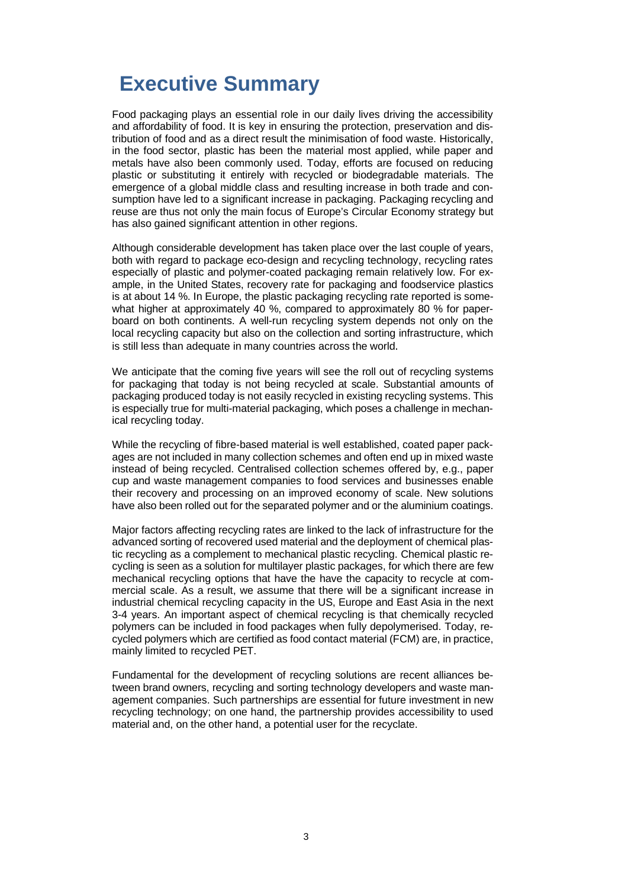# Executive Summary

Food packaging plays an essential role in our daily lives driving the accessibility and affordability of food. It is key in ensuring the protection, preservation and distribution of food and as a direct result the minimisation of food waste. Historically, in the food sector, plastic has been the material most applied, while paper and metals have also been commonly used. Today, efforts are focused on reducing plastic or substituting it entirely with recycled or biodegradable materials. The emergence of a global middle class and resulting increase in both trade and consumption have led to a significant increase in packaging. Packaging recycling and reuse are thus not only the main focus of Europe's Circular Economy strategy but has also gained significant attention in other regions.

Although considerable development has taken place over the last couple of years, both with regard to package eco-design and recycling technology, recycling rates especially of plastic and polymer-coated packaging remain relatively low. For example, in the United States, recovery rate for packaging and foodservice plastics is at about 14 %. In Europe, the plastic packaging recycling rate reported is somewhat higher at approximately 40 %, compared to approximately 80 % for paperboard on both continents. A well-run recycling system depends not only on the local recycling capacity but also on the collection and sorting infrastructure, which is still less than adequate in many countries across the world.

We anticipate that the coming five years will see the roll out of recycling systems for packaging that today is not being recycled at scale. Substantial amounts of packaging produced today is not easily recycled in existing recycling systems. This is especially true for multi-material packaging, which poses a challenge in mechanical recycling today.

While the recycling of fibre-based material is well established, coated paper packages are not included in many collection schemes and often end up in mixed waste instead of being recycled. Centralised collection schemes offered by, e.g., paper cup and waste management companies to food services and businesses enable their recovery and processing on an improved economy of scale. New solutions have also been rolled out for the separated polymer and or the aluminium coatings.

Major factors affecting recycling rates are linked to the lack of infrastructure for the advanced sorting of recovered used material and the deployment of chemical plastic recycling as a complement to mechanical plastic recycling. Chemical plastic recycling is seen as a solution for multilayer plastic packages, for which there are few mechanical recycling options that have the have the capacity to recycle at commercial scale. As a result, we assume that there will be a significant increase in industrial chemical recycling capacity in the US, Europe and East Asia in the next 3-4 years. An important aspect of chemical recycling is that chemically recycled polymers can be included in food packages when fully depolymerised. Today, recycled polymers which are certified as food contact material (FCM) are, in practice, mainly limited to recycled PET.

Fundamental for the development of recycling solutions are recent alliances between brand owners, recycling and sorting technology developers and waste management companies. Such partnerships are essential for future investment in new recycling technology; on one hand, the partnership provides accessibility to used material and, on the other hand, a potential user for the recyclate.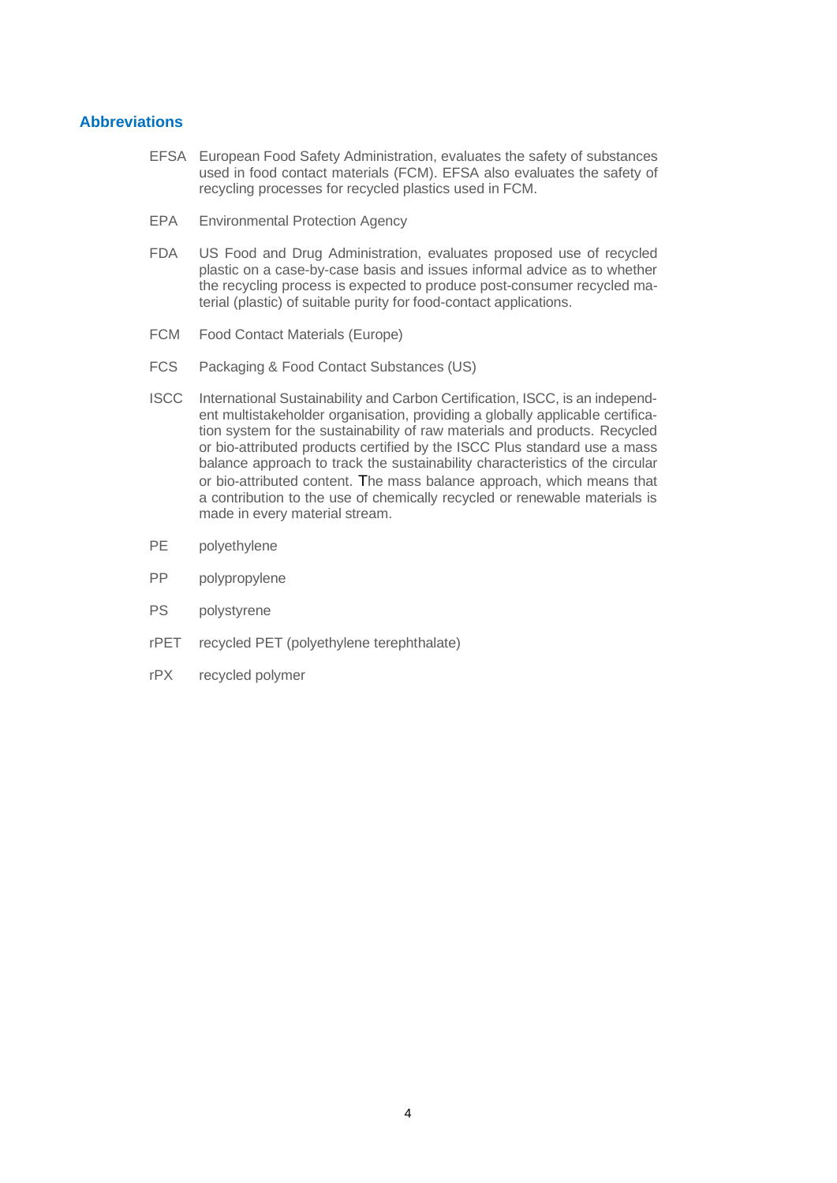## Abbreviations

EFSA European Food Safety Administration, evaluates the safety of substances used in food contact materials (FCM). EFSA also evaluates the safety of recycling processes for recycled plastics used in FCM.

EPA Environmental Protection Agency

FDA US Food and Drug Administration, evaluates proposed use of recycled plastic on a case-by-case basis and issues informal advice as to whether the recycling process is expected to produce post-consumer recycled material (plastic) of suitable purity for food-contact applications.

FCM Food Contact Materials (Europe)

FCS Packaging & Food Contact Substances (US)

ISCC International Sustainability and Carbon Certification, ISCC, is an independent multistakeholder organisation, providing a globally applicable certification system for the sustainability of raw materials and products. Recycled or bio-attributed products certified by the ISCC Plus standard use a mass balance approach to track the sustainability characteristics of the circular or bio-attributed content. The mass balance approach, which means that a contribution to the use of chemically recycled or renewable materials is made in every material stream.

PE polyethylene

PP polypropylene

PS polystyrene

rPET recycled PET (polyethylene terephthalate)

rPX recycled polymer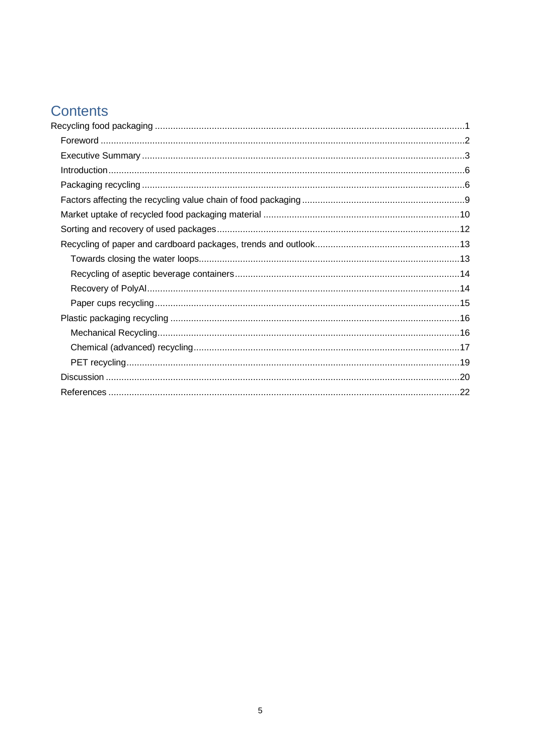# Contents

Recycling food packaging ....................................................................................................1
- Foreword ....................................................................................................................2
- Executive Summary ....................................................................................................3
- Introduction ..............................................................................................................6
- Packaging recycling ...................................................................................................6
- Factors affecting the recycling value chain of food packaging ....................................9
- Market uptake of recycled food packaging material ....................................................10
- Sorting and recovery of used packages ......................................................................12
- Recycling of paper and cardboard packages, trends and outlook .................................13
  - Towards closing the water loops ...........................................................................13
  - Recycling of aseptic beverage containers .............................................................14
  - Recovery of PolyAl ...............................................................................................14
  - Paper cups recycling ............................................................................................15
- Plastic packaging recycling ........................................................................................16
  - Mechanical Recycling ...........................................................................................16
  - Chemical (advanced) recycling .............................................................................17
  - PET recycling .......................................................................................................19
- Discussion ................................................................................................................20
- References ................................................................................................................22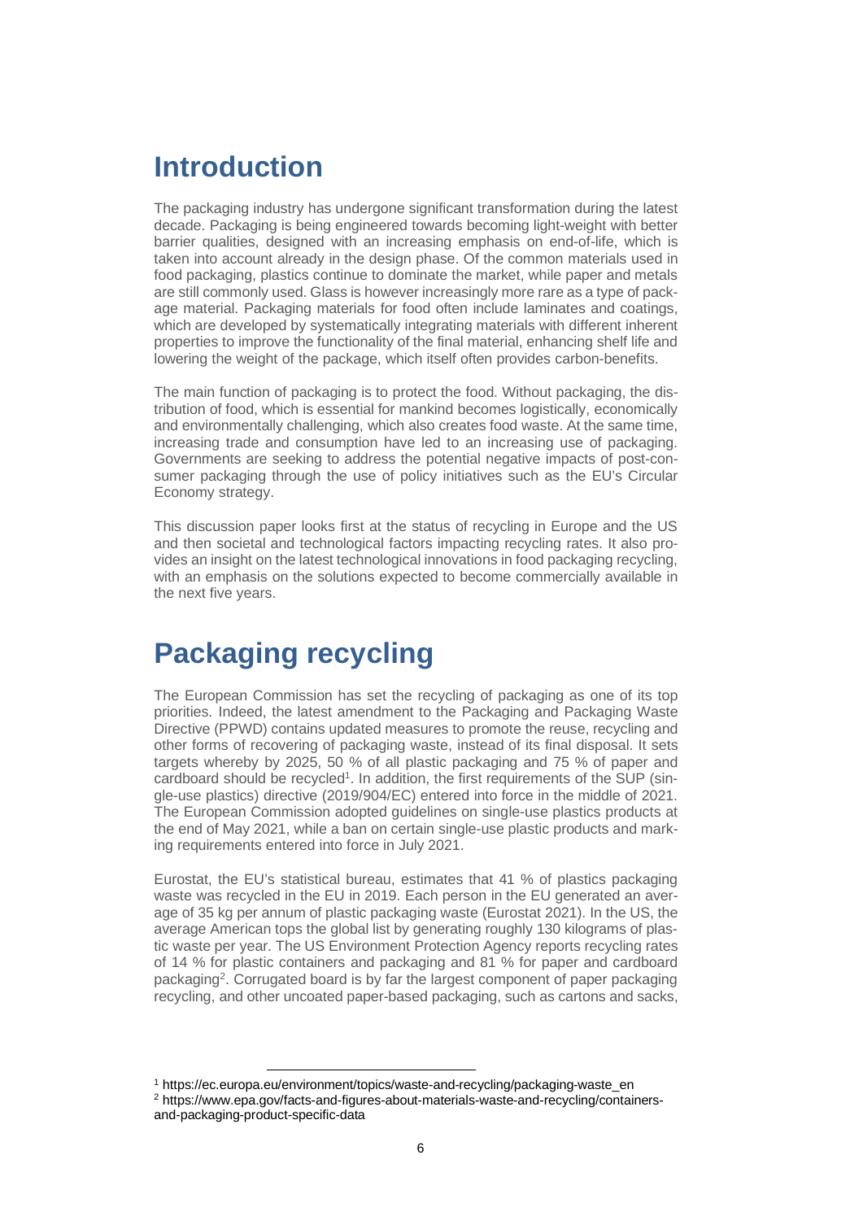# Introduction

The packaging industry has undergone significant transformation during the latest decade. Packaging is being engineered towards becoming light-weight with better barrier qualities, designed with an increasing emphasis on end-of-life, which is taken into account already in the design phase. Of the common materials used in food packaging, plastics continue to dominate the market, while paper and metals are still commonly used. Glass is however increasingly more rare as a type of package material. Packaging materials for food often include laminates and coatings, which are developed by systematically integrating materials with different inherent properties to improve the functionality of the final material, enhancing shelf life and lowering the weight of the package, which itself often provides carbon-benefits.

The main function of packaging is to protect the food. Without packaging, the distribution of food, which is essential for mankind becomes logistically, economically and environmentally challenging, which also creates food waste. At the same time, increasing trade and consumption have led to an increasing use of packaging. Governments are seeking to address the potential negative impacts of post-consumer packaging through the use of policy initiatives such as the EU's Circular Economy strategy.

This discussion paper looks first at the status of recycling in Europe and the US and then societal and technological factors impacting recycling rates. It also provides an insight on the latest technological innovations in food packaging recycling, with an emphasis on the solutions expected to become commercially available in the next five years.

# Packaging recycling

The European Commission has set the recycling of packaging as one of its top priorities. Indeed, the latest amendment to the Packaging and Packaging Waste Directive (PPWD) contains updated measures to promote the reuse, recycling and other forms of recovering of packaging waste, instead of its final disposal. It sets targets whereby by 2025, 50 % of all plastic packaging and 75 % of paper and cardboard should be recycled[1]. In addition, the first requirements of the SUP (single-use plastics) directive (2019/904/EC) entered into force in the middle of 2021. The European Commission adopted guidelines on single-use plastics products at the end of May 2021, while a ban on certain single-use plastic products and marking requirements entered into force in July 2021.

Eurostat, the EU's statistical bureau, estimates that 41 % of plastics packaging waste was recycled in the EU in 2019. Each person in the EU generated an average of 35 kg per annum of plastic packaging waste (Eurostat 2021). In the US, the average American tops the global list by generating roughly 130 kilograms of plastic waste per year. The US Environment Protection Agency reports recycling rates of 14 % for plastic containers and packaging and 81 % for paper and cardboard packaging[2]. Corrugated board is by far the largest component of paper packaging recycling, and other uncoated paper-based packaging, such as cartons and sacks,

[1] https://ec.europa.eu/environment/topics/waste-and-recycling/packaging-waste_en

[2] https://www.epa.gov/facts-and-figures-about-materials-waste-and-recycling/containers-and-packaging-product-specific-data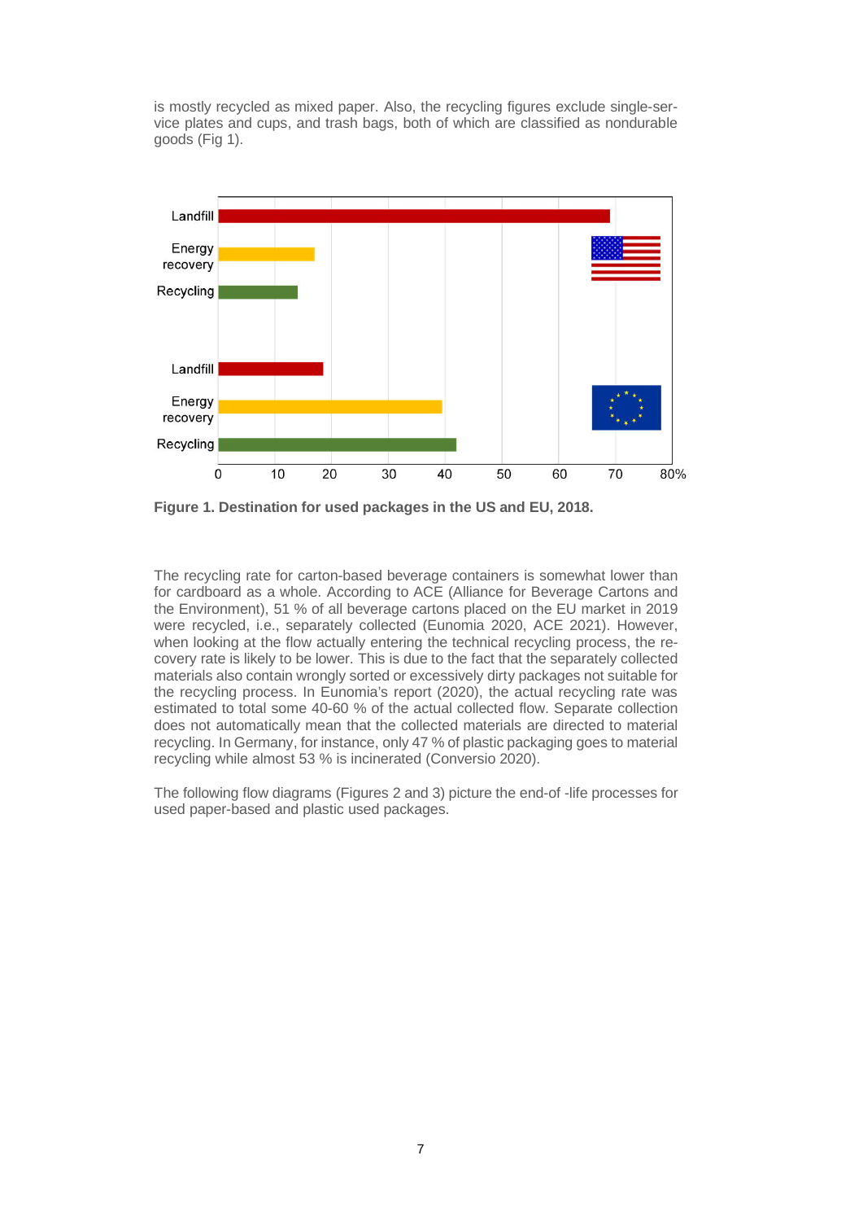is mostly recycled as mixed paper. Also, the recycling figures exclude single-service plates and cups, and trash bags, both of which are classified as nondurable goods (Fig 1).

**Figure 1. Destination for used packages in the US and EU, 2018.**

The recycling rate for carton-based beverage containers is somewhat lower than for cardboard as a whole. According to ACE (Alliance for Beverage Cartons and the Environment), 51 % of all beverage cartons placed on the EU market in 2019 were recycled, i.e., separately collected (Eunomia 2020, ACE 2021). However, when looking at the flow actually entering the technical recycling process, the recovery rate is likely to be lower. This is due to the fact that the separately collected materials also contain wrongly sorted or excessively dirty packages not suitable for the recycling process. In Eunomia's report (2020), the actual recycling rate was estimated to total some 40-60 % of the actual collected flow. Separate collection does not automatically mean that the collected materials are directed to material recycling. In Germany, for instance, only 47 % of plastic packaging goes to material recycling while almost 53 % is incinerated (Conversio 2020).

The following flow diagrams (Figures 2 and 3) picture the end-of -life processes for used paper-based and plastic used packages.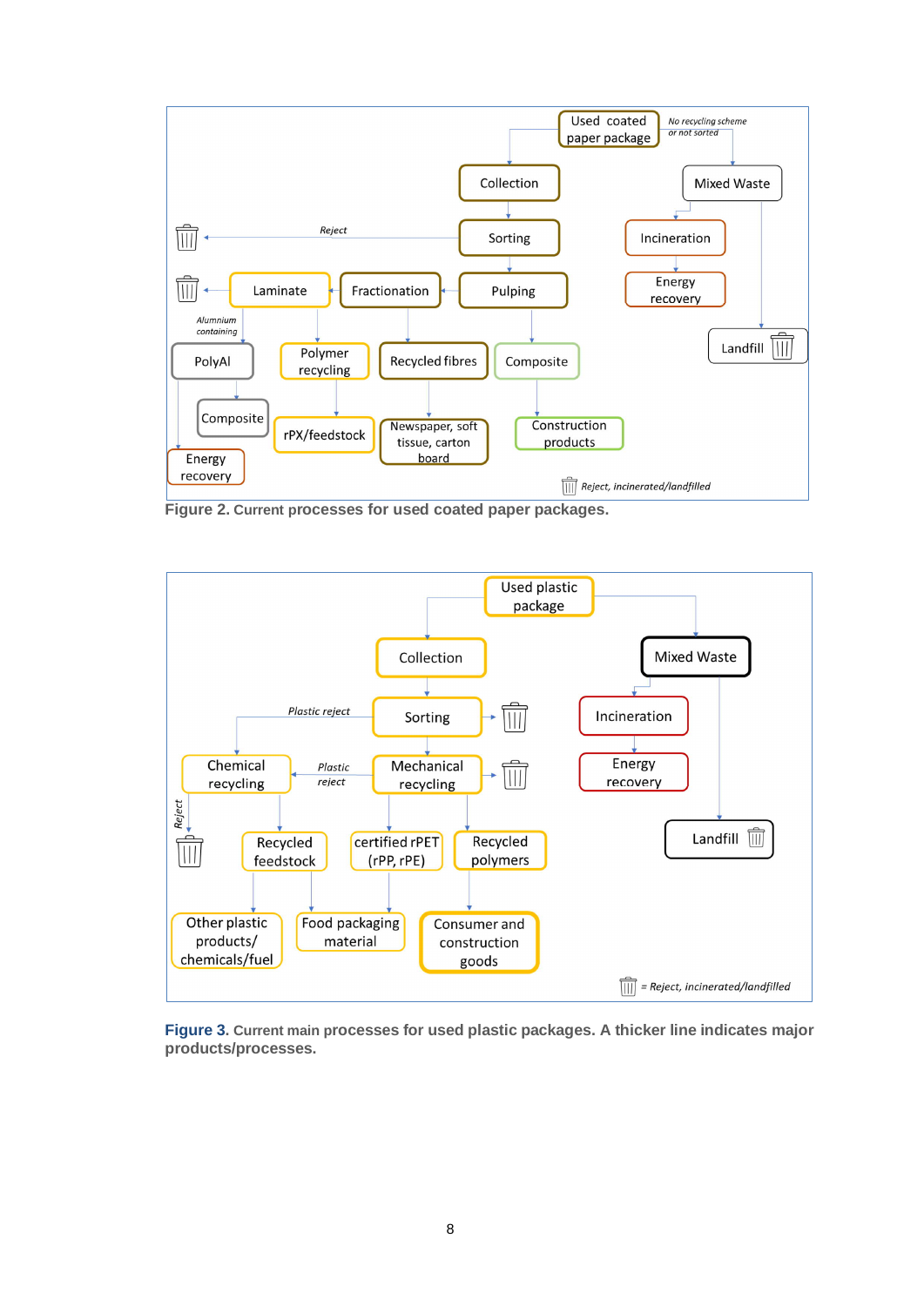**Figure 2.** Current processes for used coated paper packages.

**Figure 3.** Current main processes for used plastic packages. A thicker line indicates major products/processes.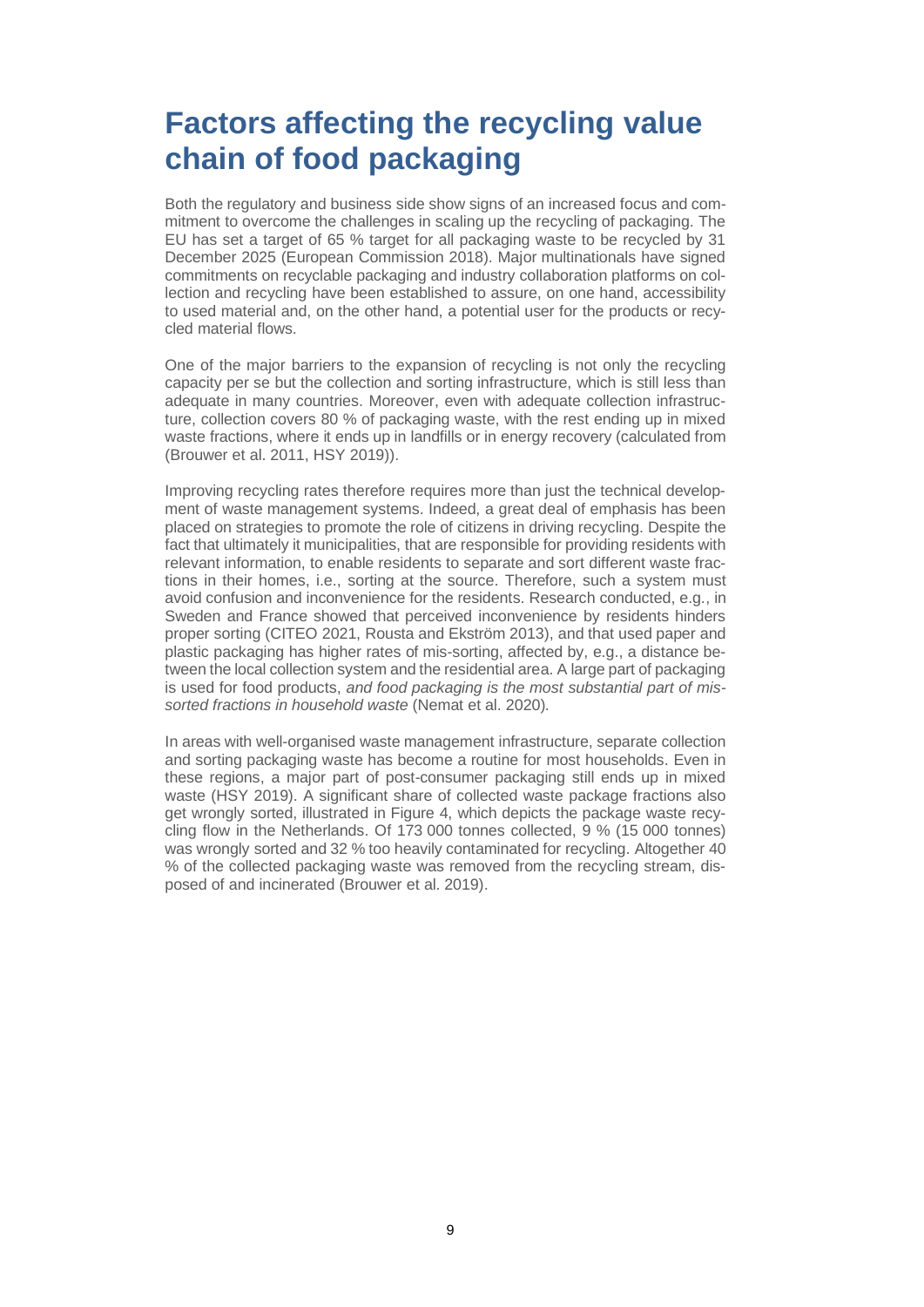# Factors affecting the recycling value chain of food packaging

Both the regulatory and business side show signs of an increased focus and commitment to overcome the challenges in scaling up the recycling of packaging. The EU has set a target of 65 % target for all packaging waste to be recycled by 31 December 2025 (European Commission 2018). Major multinationals have signed commitments on recyclable packaging and industry collaboration platforms on collection and recycling have been established to assure, on one hand, accessibility to used material and, on the other hand, a potential user for the products or recycled material flows.

One of the major barriers to the expansion of recycling is not only the recycling capacity per se but the collection and sorting infrastructure, which is still less than adequate in many countries. Moreover, even with adequate collection infrastructure, collection covers 80 % of packaging waste, with the rest ending up in mixed waste fractions, where it ends up in landfills or in energy recovery (calculated from (Brouwer et al. 2011, HSY 2019)).

Improving recycling rates therefore requires more than just the technical development of waste management systems. Indeed, a great deal of emphasis has been placed on strategies to promote the role of citizens in driving recycling. Despite the fact that ultimately it municipalities, that are responsible for providing residents with relevant information, to enable residents to separate and sort different waste fractions in their homes, i.e., sorting at the source. Therefore, such a system must avoid confusion and inconvenience for the residents. Research conducted, e.g., in Sweden and France showed that perceived inconvenience by residents hinders proper sorting (CITEO 2021, Rousta and Ekström 2013), and that used paper and plastic packaging has higher rates of mis-sorting, affected by, e.g., a distance between the local collection system and the residential area. A large part of packaging is used for food products, *and food packaging is the most substantial part of mis-sorted fractions in household waste* (Nemat et al. 2020).

In areas with well-organised waste management infrastructure, separate collection and sorting packaging waste has become a routine for most households. Even in these regions, a major part of post-consumer packaging still ends up in mixed waste (HSY 2019). A significant share of collected waste package fractions also get wrongly sorted, illustrated in Figure 4, which depicts the package waste recycling flow in the Netherlands. Of 173 000 tonnes collected, 9 % (15 000 tonnes) was wrongly sorted and 32 % too heavily contaminated for recycling. Altogether 40 % of the collected packaging waste was removed from the recycling stream, disposed of and incinerated (Brouwer et al. 2019).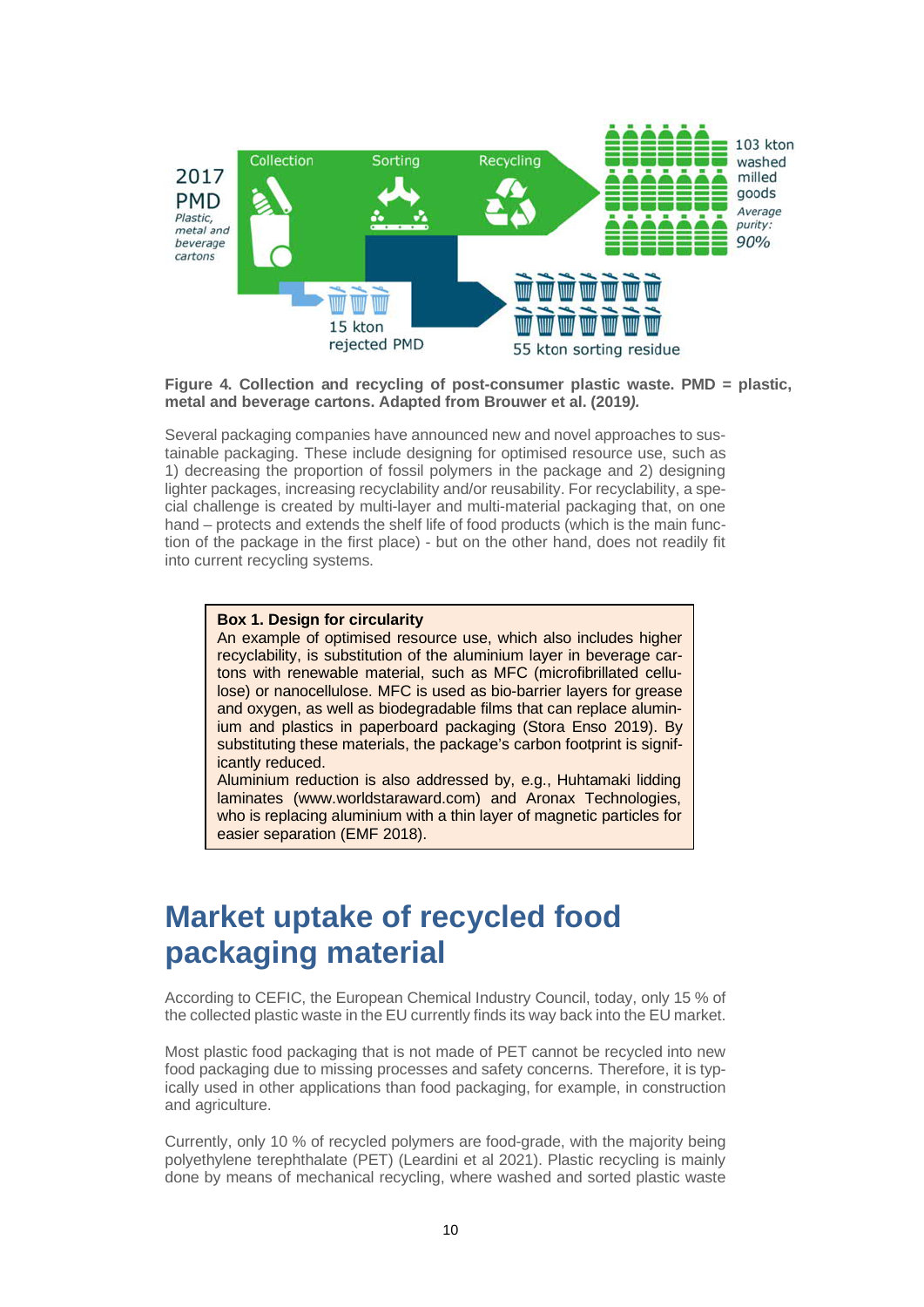2017
PMD
*Plastic, metal and beverage cartons*

Collection — Sorting — Recycling

103 kton washed milled goods
*Average purity: 90%*

15 kton rejected PMD

55 kton sorting residue

**Figure 4. Collection and recycling of post-consumer plastic waste. PMD = plastic, metal and beverage cartons. Adapted from Brouwer et al. (2019*).***

Several packaging companies have announced new and novel approaches to sustainable packaging. These include designing for optimised resource use, such as 1) decreasing the proportion of fossil polymers in the package and 2) designing lighter packages, increasing recyclability and/or reusability. For recyclability, a special challenge is created by multi-layer and multi-material packaging that, on one hand – protects and extends the shelf life of food products (which is the main function of the package in the first place) - but on the other hand, does not readily fit into current recycling systems.

> **Box 1. Design for circularity**
> An example of optimised resource use, which also includes higher recyclability, is substitution of the aluminium layer in beverage cartons with renewable material, such as MFC (microfibrillated cellulose) or nanocellulose. MFC is used as bio-barrier layers for grease and oxygen, as well as biodegradable films that can replace aluminium and plastics in paperboard packaging (Stora Enso 2019). By substituting these materials, the package's carbon footprint is significantly reduced.
> Aluminium reduction is also addressed by, e.g., Huhtamaki lidding laminates (www.worldstaraward.com) and Aronax Technologies, who is replacing aluminium with a thin layer of magnetic particles for easier separation (EMF 2018).

# Market uptake of recycled food packaging material

According to CEFIC, the European Chemical Industry Council, today, only 15 % of the collected plastic waste in the EU currently finds its way back into the EU market.

Most plastic food packaging that is not made of PET cannot be recycled into new food packaging due to missing processes and safety concerns. Therefore, it is typically used in other applications than food packaging, for example, in construction and agriculture.

Currently, only 10 % of recycled polymers are food-grade, with the majority being polyethylene terephthalate (PET) (Leardini et al 2021). Plastic recycling is mainly done by means of mechanical recycling, where washed and sorted plastic waste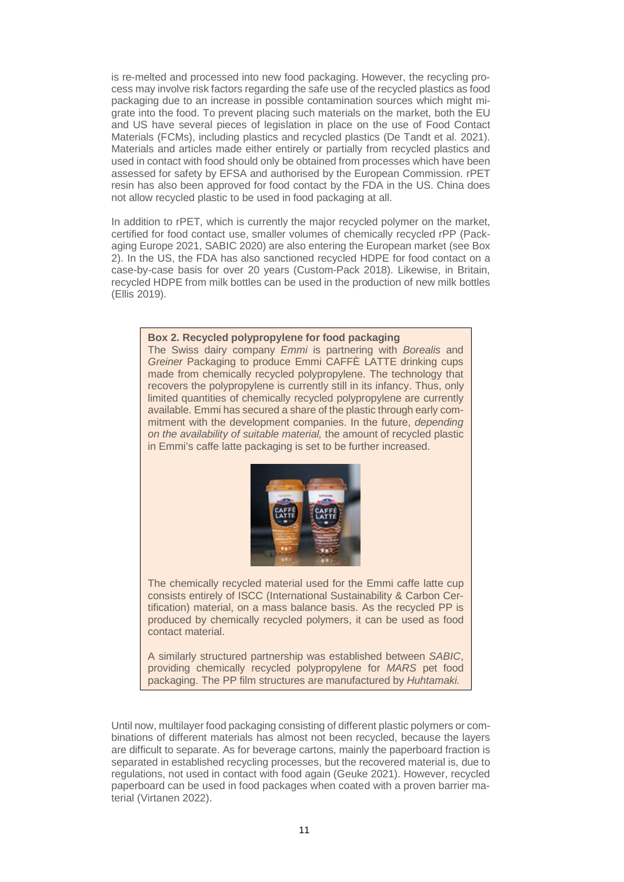is re-melted and processed into new food packaging. However, the recycling process may involve risk factors regarding the safe use of the recycled plastics as food packaging due to an increase in possible contamination sources which might migrate into the food. To prevent placing such materials on the market, both the EU and US have several pieces of legislation in place on the use of Food Contact Materials (FCMs), including plastics and recycled plastics (De Tandt et al. 2021). Materials and articles made either entirely or partially from recycled plastics and used in contact with food should only be obtained from processes which have been assessed for safety by EFSA and authorised by the European Commission. rPET resin has also been approved for food contact by the FDA in the US. China does not allow recycled plastic to be used in food packaging at all.

In addition to rPET, which is currently the major recycled polymer on the market, certified for food contact use, smaller volumes of chemically recycled rPP (Packaging Europe 2021, SABIC 2020) are also entering the European market (see Box 2). In the US, the FDA has also sanctioned recycled HDPE for food contact on a case-by-case basis for over 20 years (Custom-Pack 2018). Likewise, in Britain, recycled HDPE from milk bottles can be used in the production of new milk bottles (Ellis 2019).

**Box 2. Recycled polypropylene for food packaging**

The Swiss dairy company *Emmi* is partnering with *Borealis* and *Greiner* Packaging to produce Emmi CAFFÈ LATTE drinking cups made from chemically recycled polypropylene. The technology that recovers the polypropylene is currently still in its infancy. Thus, only limited quantities of chemically recycled polypropylene are currently available. Emmi has secured a share of the plastic through early commitment with the development companies. In the future, *depending on the availability of suitable material,* the amount of recycled plastic in Emmi's caffe latte packaging is set to be further increased.

The chemically recycled material used for the Emmi caffe latte cup consists entirely of ISCC (International Sustainability & Carbon Certification) material, on a mass balance basis. As the recycled PP is produced by chemically recycled polymers, it can be used as food contact material.

A similarly structured partnership was established between *SABIC*, providing chemically recycled polypropylene for *MARS* pet food packaging. The PP film structures are manufactured by *Huhtamaki.*

Until now, multilayer food packaging consisting of different plastic polymers or combinations of different materials has almost not been recycled, because the layers are difficult to separate. As for beverage cartons, mainly the paperboard fraction is separated in established recycling processes, but the recovered material is, due to regulations, not used in contact with food again (Geuke 2021). However, recycled paperboard can be used in food packages when coated with a proven barrier material (Virtanen 2022).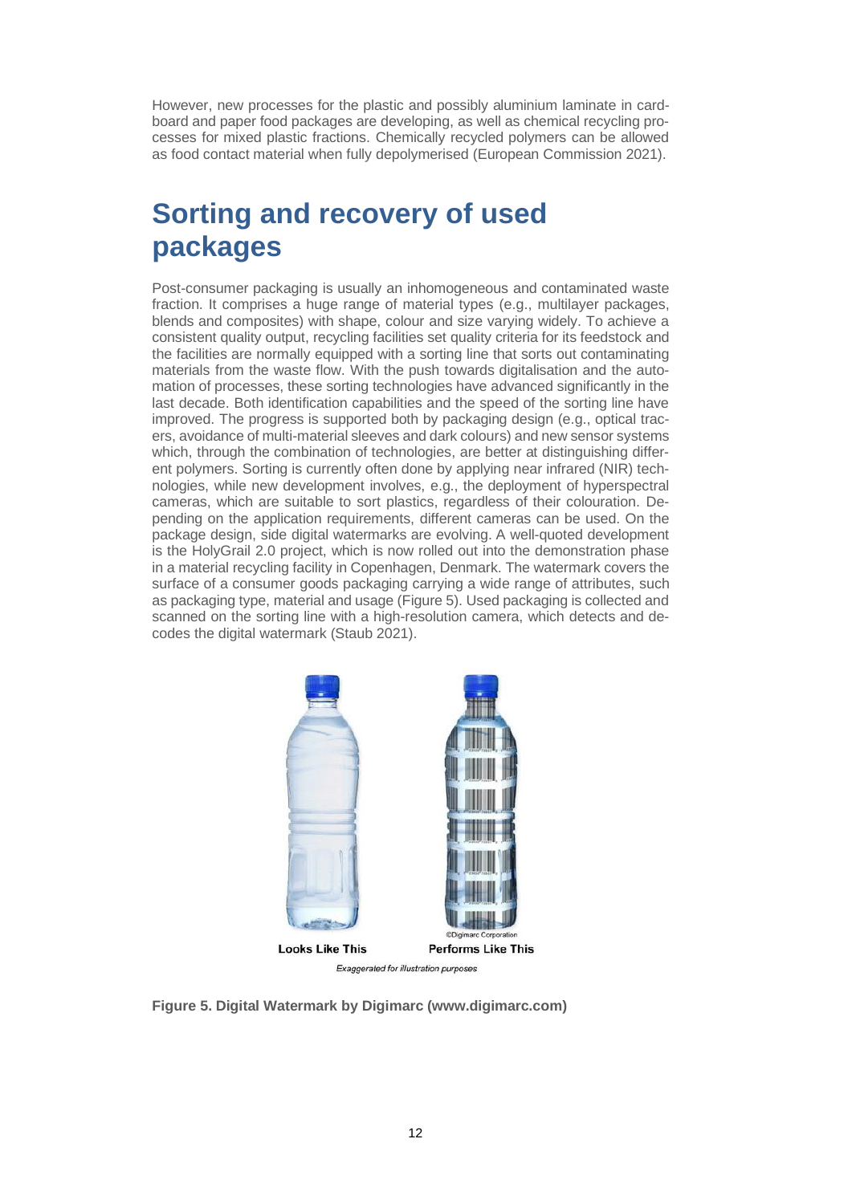However, new processes for the plastic and possibly aluminium laminate in cardboard and paper food packages are developing, as well as chemical recycling processes for mixed plastic fractions. Chemically recycled polymers can be allowed as food contact material when fully depolymerised (European Commission 2021).

# Sorting and recovery of used packages

Post-consumer packaging is usually an inhomogeneous and contaminated waste fraction. It comprises a huge range of material types (e.g., multilayer packages, blends and composites) with shape, colour and size varying widely. To achieve a consistent quality output, recycling facilities set quality criteria for its feedstock and the facilities are normally equipped with a sorting line that sorts out contaminating materials from the waste flow. With the push towards digitalisation and the automation of processes, these sorting technologies have advanced significantly in the last decade. Both identification capabilities and the speed of the sorting line have improved. The progress is supported both by packaging design (e.g., optical tracers, avoidance of multi-material sleeves and dark colours) and new sensor systems which, through the combination of technologies, are better at distinguishing different polymers. Sorting is currently often done by applying near infrared (NIR) technologies, while new development involves, e.g., the deployment of hyperspectral cameras, which are suitable to sort plastics, regardless of their colouration. Depending on the application requirements, different cameras can be used. On the package design, side digital watermarks are evolving. A well-quoted development is the HolyGrail 2.0 project, which is now rolled out into the demonstration phase in a material recycling facility in Copenhagen, Denmark. The watermark covers the surface of a consumer goods packaging carrying a wide range of attributes, such as packaging type, material and usage (Figure 5). Used packaging is collected and scanned on the sorting line with a high-resolution camera, which detects and decodes the digital watermark (Staub 2021).

**Figure 5. Digital Watermark by Digimarc (www.digimarc.com)**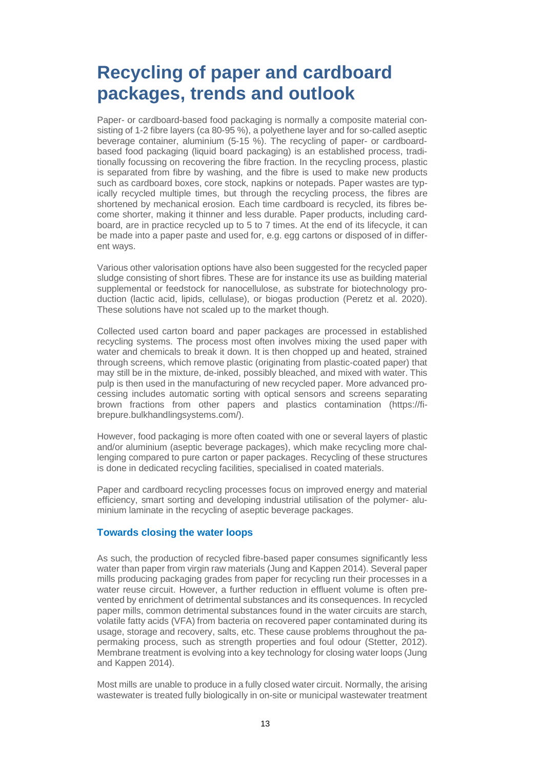# Recycling of paper and cardboard packages, trends and outlook

Paper- or cardboard-based food packaging is normally a composite material consisting of 1-2 fibre layers (ca 80-95 %), a polyethene layer and for so-called aseptic beverage container, aluminium (5-15 %). The recycling of paper- or cardboard-based food packaging (liquid board packaging) is an established process, traditionally focussing on recovering the fibre fraction. In the recycling process, plastic is separated from fibre by washing, and the fibre is used to make new products such as cardboard boxes, core stock, napkins or notepads. Paper wastes are typically recycled multiple times, but through the recycling process, the fibres are shortened by mechanical erosion. Each time cardboard is recycled, its fibres become shorter, making it thinner and less durable. Paper products, including cardboard, are in practice recycled up to 5 to 7 times. At the end of its lifecycle, it can be made into a paper paste and used for, e.g. egg cartons or disposed of in different ways.

Various other valorisation options have also been suggested for the recycled paper sludge consisting of short fibres. These are for instance its use as building material supplemental or feedstock for nanocellulose, as substrate for biotechnology production (lactic acid, lipids, cellulase), or biogas production (Peretz et al. 2020). These solutions have not scaled up to the market though.

Collected used carton board and paper packages are processed in established recycling systems. The process most often involves mixing the used paper with water and chemicals to break it down. It is then chopped up and heated, strained through screens, which remove plastic (originating from plastic-coated paper) that may still be in the mixture, de-inked, possibly bleached, and mixed with water. This pulp is then used in the manufacturing of new recycled paper. More advanced processing includes automatic sorting with optical sensors and screens separating brown fractions from other papers and plastics contamination (https://fibrepure.bulkhandlingsystems.com/).

However, food packaging is more often coated with one or several layers of plastic and/or aluminium (aseptic beverage packages), which make recycling more challenging compared to pure carton or paper packages. Recycling of these structures is done in dedicated recycling facilities, specialised in coated materials.

Paper and cardboard recycling processes focus on improved energy and material efficiency, smart sorting and developing industrial utilisation of the polymer- aluminium laminate in the recycling of aseptic beverage packages.

### Towards closing the water loops

As such, the production of recycled fibre-based paper consumes significantly less water than paper from virgin raw materials (Jung and Kappen 2014). Several paper mills producing packaging grades from paper for recycling run their processes in a water reuse circuit. However, a further reduction in effluent volume is often prevented by enrichment of detrimental substances and its consequences. In recycled paper mills, common detrimental substances found in the water circuits are starch, volatile fatty acids (VFA) from bacteria on recovered paper contaminated during its usage, storage and recovery, salts, etc. These cause problems throughout the papermaking process, such as strength properties and foul odour (Stetter, 2012). Membrane treatment is evolving into a key technology for closing water loops (Jung and Kappen 2014).

Most mills are unable to produce in a fully closed water circuit. Normally, the arising wastewater is treated fully biologically in on-site or municipal wastewater treatment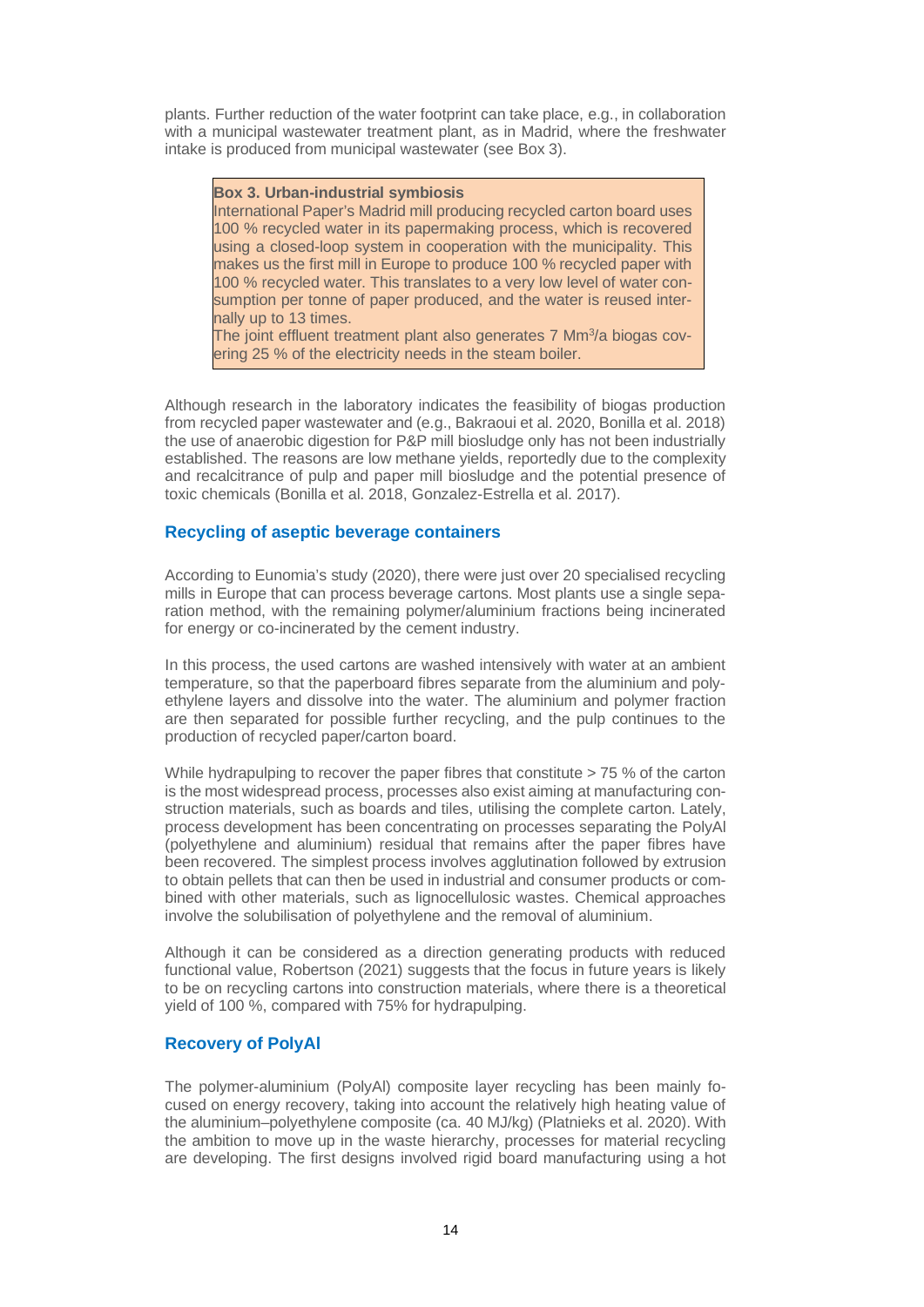plants. Further reduction of the water footprint can take place, e.g., in collaboration with a municipal wastewater treatment plant, as in Madrid, where the freshwater intake is produced from municipal wastewater (see Box 3).

> **Box 3. Urban-industrial symbiosis**
>
> International Paper's Madrid mill producing recycled carton board uses 100 % recycled water in its papermaking process, which is recovered using a closed-loop system in cooperation with the municipality. This makes us the first mill in Europe to produce 100 % recycled paper with 100 % recycled water. This translates to a very low level of water consumption per tonne of paper produced, and the water is reused internally up to 13 times.
>
> The joint effluent treatment plant also generates 7 $Mm^3/a$ biogas covering 25 % of the electricity needs in the steam boiler.

Although research in the laboratory indicates the feasibility of biogas production from recycled paper wastewater and (e.g., Bakraoui et al. 2020, Bonilla et al. 2018) the use of anaerobic digestion for P&P mill biosludge only has not been industrially established. The reasons are low methane yields, reportedly due to the complexity and recalcitrance of pulp and paper mill biosludge and the potential presence of toxic chemicals (Bonilla et al. 2018, Gonzalez-Estrella et al. 2017).

### Recycling of aseptic beverage containers

According to Eunomia's study (2020), there were just over 20 specialised recycling mills in Europe that can process beverage cartons. Most plants use a single separation method, with the remaining polymer/aluminium fractions being incinerated for energy or co-incinerated by the cement industry.

In this process, the used cartons are washed intensively with water at an ambient temperature, so that the paperboard fibres separate from the aluminium and polyethylene layers and dissolve into the water. The aluminium and polymer fraction are then separated for possible further recycling, and the pulp continues to the production of recycled paper/carton board.

While hydrapulping to recover the paper fibres that constitute > 75 % of the carton is the most widespread process, processes also exist aiming at manufacturing construction materials, such as boards and tiles, utilising the complete carton. Lately, process development has been concentrating on processes separating the PolyAl (polyethylene and aluminium) residual that remains after the paper fibres have been recovered. The simplest process involves agglutination followed by extrusion to obtain pellets that can then be used in industrial and consumer products or combined with other materials, such as lignocellulosic wastes. Chemical approaches involve the solubilisation of polyethylene and the removal of aluminium.

Although it can be considered as a direction generating products with reduced functional value, Robertson (2021) suggests that the focus in future years is likely to be on recycling cartons into construction materials, where there is a theoretical yield of 100 %, compared with 75% for hydrapulping.

### Recovery of PolyAl

The polymer-aluminium (PolyAl) composite layer recycling has been mainly focused on energy recovery, taking into account the relatively high heating value of the aluminium–polyethylene composite (ca. 40 MJ/kg) (Platnieks et al. 2020). With the ambition to move up in the waste hierarchy, processes for material recycling are developing. The first designs involved rigid board manufacturing using a hot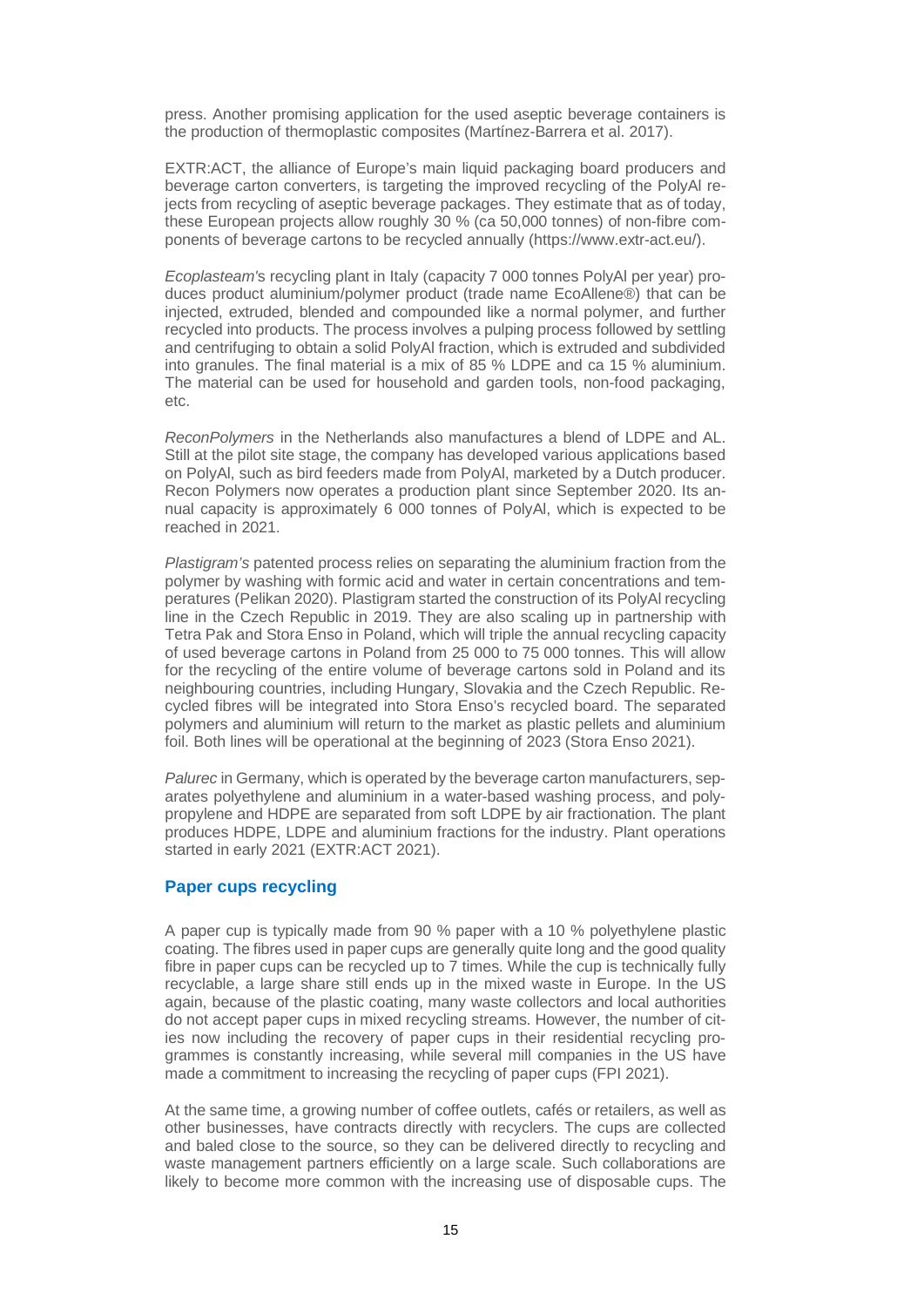press. Another promising application for the used aseptic beverage containers is the production of thermoplastic composites (Martínez-Barrera et al. 2017).

EXTR:ACT, the alliance of Europe's main liquid packaging board producers and beverage carton converters, is targeting the improved recycling of the PolyAl rejects from recycling of aseptic beverage packages. They estimate that as of today, these European projects allow roughly 30 % (ca 50,000 tonnes) of non-fibre components of beverage cartons to be recycled annually (https://www.extr-act.eu/).

*Ecoplasteam's* recycling plant in Italy (capacity 7 000 tonnes PolyAl per year) produces product aluminium/polymer product (trade name EcoAllene®) that can be injected, extruded, blended and compounded like a normal polymer, and further recycled into products. The process involves a pulping process followed by settling and centrifuging to obtain a solid PolyAl fraction, which is extruded and subdivided into granules. The final material is a mix of 85 % LDPE and ca 15 % aluminium. The material can be used for household and garden tools, non-food packaging, etc.

*ReconPolymers* in the Netherlands also manufactures a blend of LDPE and AL. Still at the pilot site stage, the company has developed various applications based on PolyAl, such as bird feeders made from PolyAl, marketed by a Dutch producer. Recon Polymers now operates a production plant since September 2020. Its annual capacity is approximately 6 000 tonnes of PolyAl, which is expected to be reached in 2021.

*Plastigram's* patented process relies on separating the aluminium fraction from the polymer by washing with formic acid and water in certain concentrations and temperatures (Pelikan 2020). Plastigram started the construction of its PolyAl recycling line in the Czech Republic in 2019. They are also scaling up in partnership with Tetra Pak and Stora Enso in Poland, which will triple the annual recycling capacity of used beverage cartons in Poland from 25 000 to 75 000 tonnes. This will allow for the recycling of the entire volume of beverage cartons sold in Poland and its neighbouring countries, including Hungary, Slovakia and the Czech Republic. Recycled fibres will be integrated into Stora Enso's recycled board. The separated polymers and aluminium will return to the market as plastic pellets and aluminium foil. Both lines will be operational at the beginning of 2023 (Stora Enso 2021).

*Palurec* in Germany, which is operated by the beverage carton manufacturers, separates polyethylene and aluminium in a water-based washing process, and polypropylene and HDPE are separated from soft LDPE by air fractionation. The plant produces HDPE, LDPE and aluminium fractions for the industry. Plant operations started in early 2021 (EXTR:ACT 2021).

### Paper cups recycling

A paper cup is typically made from 90 % paper with a 10 % polyethylene plastic coating. The fibres used in paper cups are generally quite long and the good quality fibre in paper cups can be recycled up to 7 times. While the cup is technically fully recyclable, a large share still ends up in the mixed waste in Europe. In the US again, because of the plastic coating, many waste collectors and local authorities do not accept paper cups in mixed recycling streams. However, the number of cities now including the recovery of paper cups in their residential recycling programmes is constantly increasing, while several mill companies in the US have made a commitment to increasing the recycling of paper cups (FPI 2021).

At the same time, a growing number of coffee outlets, cafés or retailers, as well as other businesses, have contracts directly with recyclers. The cups are collected and baled close to the source, so they can be delivered directly to recycling and waste management partners efficiently on a large scale. Such collaborations are likely to become more common with the increasing use of disposable cups. The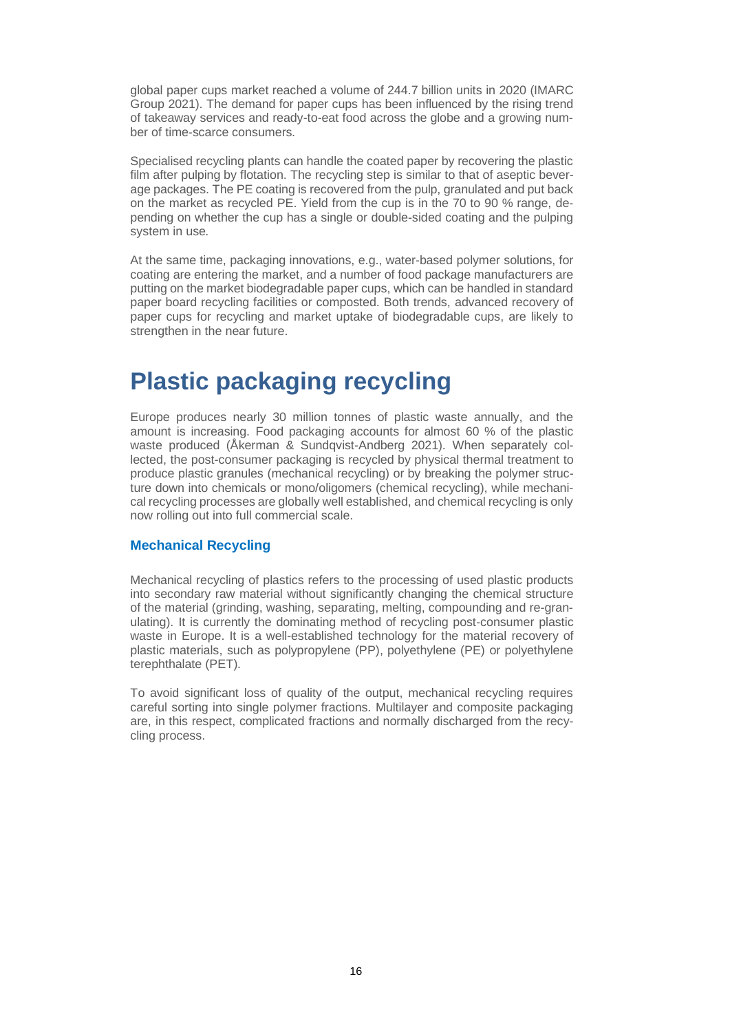global paper cups market reached a volume of 244.7 billion units in 2020 (IMARC Group 2021). The demand for paper cups has been influenced by the rising trend of takeaway services and ready-to-eat food across the globe and a growing number of time-scarce consumers.

Specialised recycling plants can handle the coated paper by recovering the plastic film after pulping by flotation. The recycling step is similar to that of aseptic beverage packages. The PE coating is recovered from the pulp, granulated and put back on the market as recycled PE. Yield from the cup is in the 70 to 90 % range, depending on whether the cup has a single or double-sided coating and the pulping system in use.

At the same time, packaging innovations, e.g., water-based polymer solutions, for coating are entering the market, and a number of food package manufacturers are putting on the market biodegradable paper cups, which can be handled in standard paper board recycling facilities or composted. Both trends, advanced recovery of paper cups for recycling and market uptake of biodegradable cups, are likely to strengthen in the near future.

# Plastic packaging recycling

Europe produces nearly 30 million tonnes of plastic waste annually, and the amount is increasing. Food packaging accounts for almost 60 % of the plastic waste produced (Åkerman & Sundqvist-Andberg 2021). When separately collected, the post-consumer packaging is recycled by physical thermal treatment to produce plastic granules (mechanical recycling) or by breaking the polymer structure down into chemicals or mono/oligomers (chemical recycling), while mechanical recycling processes are globally well established, and chemical recycling is only now rolling out into full commercial scale.

### Mechanical Recycling

Mechanical recycling of plastics refers to the processing of used plastic products into secondary raw material without significantly changing the chemical structure of the material (grinding, washing, separating, melting, compounding and re-granulating). It is currently the dominating method of recycling post-consumer plastic waste in Europe. It is a well-established technology for the material recovery of plastic materials, such as polypropylene (PP), polyethylene (PE) or polyethylene terephthalate (PET).

To avoid significant loss of quality of the output, mechanical recycling requires careful sorting into single polymer fractions. Multilayer and composite packaging are, in this respect, complicated fractions and normally discharged from the recycling process.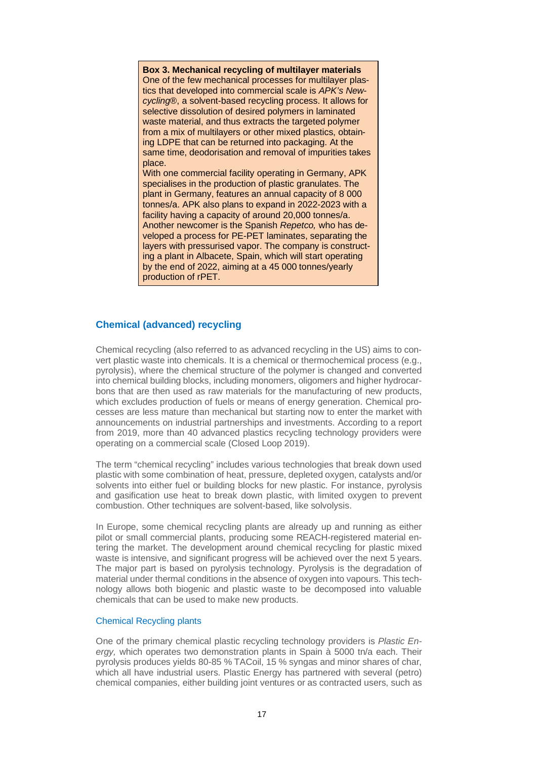**Box 3. Mechanical recycling of multilayer materials**

One of the few mechanical processes for multilayer plastics that developed into commercial scale is *APK's Newcycling®*, a solvent-based recycling process. It allows for selective dissolution of desired polymers in laminated waste material, and thus extracts the targeted polymer from a mix of multilayers or other mixed plastics, obtaining LDPE that can be returned into packaging. At the same time, deodorisation and removal of impurities takes place.

With one commercial facility operating in Germany, APK specialises in the production of plastic granulates. The plant in Germany, features an annual capacity of 8 000 tonnes/a. APK also plans to expand in 2022-2023 with a facility having a capacity of around 20,000 tonnes/a. Another newcomer is the Spanish *Repetco,* who has developed a process for PE-PET laminates, separating the layers with pressurised vapor. The company is constructing a plant in Albacete, Spain, which will start operating by the end of 2022, aiming at a 45 000 tonnes/yearly production of rPET.

## Chemical (advanced) recycling

Chemical recycling (also referred to as advanced recycling in the US) aims to convert plastic waste into chemicals. It is a chemical or thermochemical process (e.g., pyrolysis), where the chemical structure of the polymer is changed and converted into chemical building blocks, including monomers, oligomers and higher hydrocarbons that are then used as raw materials for the manufacturing of new products, which excludes production of fuels or means of energy generation. Chemical processes are less mature than mechanical but starting now to enter the market with announcements on industrial partnerships and investments. According to a report from 2019, more than 40 advanced plastics recycling technology providers were operating on a commercial scale (Closed Loop 2019).

The term "chemical recycling" includes various technologies that break down used plastic with some combination of heat, pressure, depleted oxygen, catalysts and/or solvents into either fuel or building blocks for new plastic. For instance, pyrolysis and gasification use heat to break down plastic, with limited oxygen to prevent combustion. Other techniques are solvent-based, like solvolysis.

In Europe, some chemical recycling plants are already up and running as either pilot or small commercial plants, producing some REACH-registered material entering the market. The development around chemical recycling for plastic mixed waste is intensive, and significant progress will be achieved over the next 5 years. The major part is based on pyrolysis technology. Pyrolysis is the degradation of material under thermal conditions in the absence of oxygen into vapours. This technology allows both biogenic and plastic waste to be decomposed into valuable chemicals that can be used to make new products.

### Chemical Recycling plants

One of the primary chemical plastic recycling technology providers is *Plastic Energy,* which operates two demonstration plants in Spain à 5000 tn/a each. Their pyrolysis produces yields 80-85 % TACoil, 15 % syngas and minor shares of char, which all have industrial users. Plastic Energy has partnered with several (petro) chemical companies, either building joint ventures or as contracted users, such as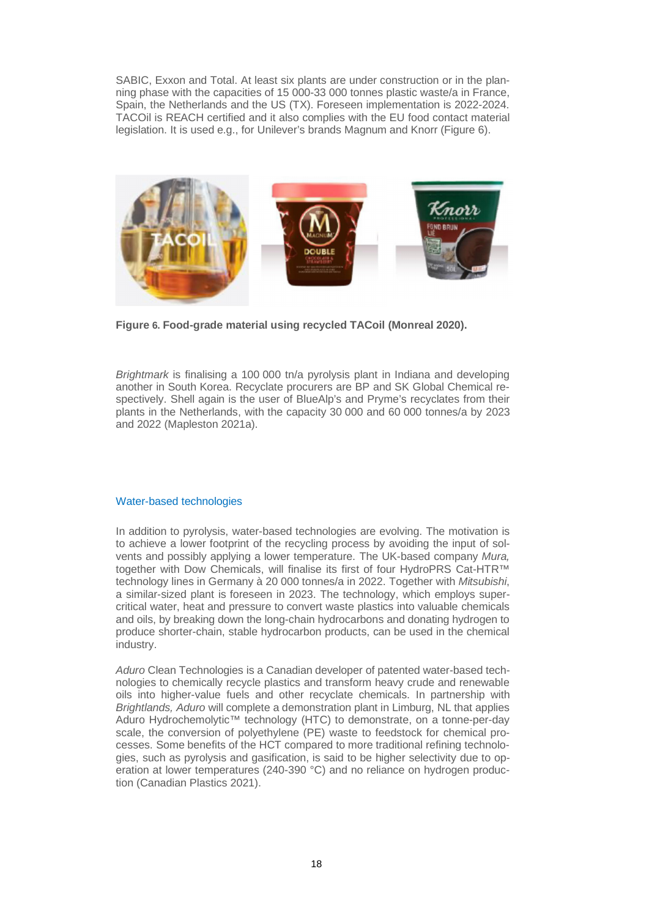SABIC, Exxon and Total. At least six plants are under construction or in the planning phase with the capacities of 15 000-33 000 tonnes plastic waste/a in France, Spain, the Netherlands and the US (TX). Foreseen implementation is 2022-2024. TACOil is REACH certified and it also complies with the EU food contact material legislation. It is used e.g., for Unilever's brands Magnum and Knorr (Figure 6).

**Figure 6. Food-grade material using recycled TACoil (Monreal 2020).**

*Brightmark* is finalising a 100 000 tn/a pyrolysis plant in Indiana and developing another in South Korea. Recyclate procurers are BP and SK Global Chemical respectively. Shell again is the user of BlueAlp's and Pryme's recyclates from their plants in the Netherlands, with the capacity 30 000 and 60 000 tonnes/a by 2023 and 2022 (Mapleston 2021a).

## Water-based technologies

In addition to pyrolysis, water-based technologies are evolving. The motivation is to achieve a lower footprint of the recycling process by avoiding the input of solvents and possibly applying a lower temperature. The UK-based company *Mura,* together with Dow Chemicals, will finalise its first of four HydroPRS Cat-HTR™ technology lines in Germany à 20 000 tonnes/a in 2022. Together with *Mitsubishi*, a similar-sized plant is foreseen in 2023. The technology, which employs supercritical water, heat and pressure to convert waste plastics into valuable chemicals and oils, by breaking down the long-chain hydrocarbons and donating hydrogen to produce shorter-chain, stable hydrocarbon products, can be used in the chemical industry.

*Aduro* Clean Technologies is a Canadian developer of patented water-based technologies to chemically recycle plastics and transform heavy crude and renewable oils into higher-value fuels and other recyclate chemicals. In partnership with *Brightlands, Aduro* will complete a demonstration plant in Limburg, NL that applies Aduro Hydrochemolytic™ technology (HTC) to demonstrate, on a tonne-per-day scale, the conversion of polyethylene (PE) waste to feedstock for chemical processes. Some benefits of the HCT compared to more traditional refining technologies, such as pyrolysis and gasification, is said to be higher selectivity due to operation at lower temperatures (240-390 °C) and no reliance on hydrogen production (Canadian Plastics 2021).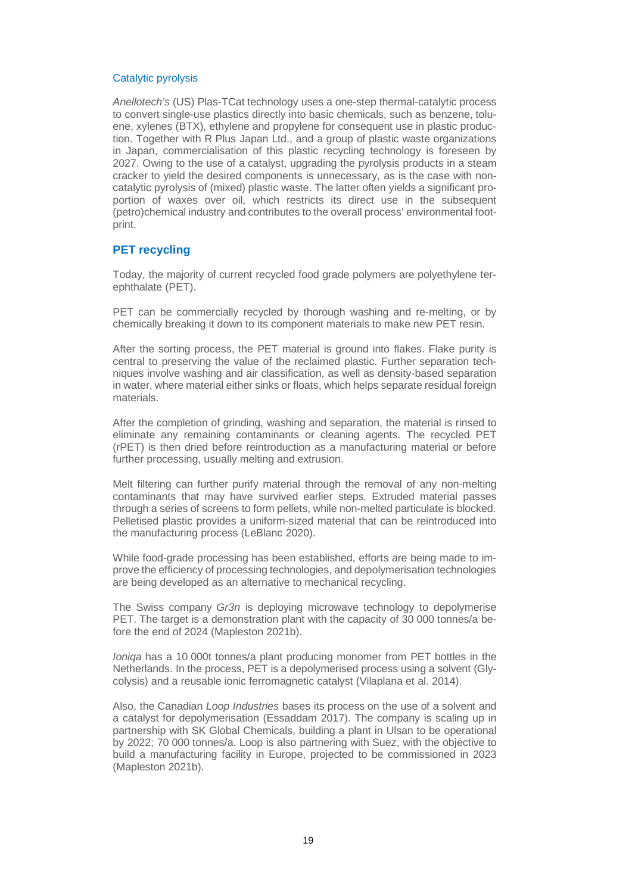### Catalytic pyrolysis

*Anellotech's* (US) Plas-TCat technology uses a one-step thermal-catalytic process to convert single-use plastics directly into basic chemicals, such as benzene, toluene, xylenes (BTX), ethylene and propylene for consequent use in plastic production. Together with R Plus Japan Ltd., and a group of plastic waste organizations in Japan, commercialisation of this plastic recycling technology is foreseen by 2027. Owing to the use of a catalyst, upgrading the pyrolysis products in a steam cracker to yield the desired components is unnecessary, as is the case with non-catalytic pyrolysis of (mixed) plastic waste. The latter often yields a significant proportion of waxes over oil, which restricts its direct use in the subsequent (petro)chemical industry and contributes to the overall process' environmental footprint.

## PET recycling

Today, the majority of current recycled food grade polymers are polyethylene terephthalate (PET).

PET can be commercially recycled by thorough washing and re-melting, or by chemically breaking it down to its component materials to make new PET resin.

After the sorting process, the PET material is ground into flakes. Flake purity is central to preserving the value of the reclaimed plastic. Further separation techniques involve washing and air classification, as well as density-based separation in water, where material either sinks or floats, which helps separate residual foreign materials.

After the completion of grinding, washing and separation, the material is rinsed to eliminate any remaining contaminants or cleaning agents. The recycled PET (rPET) is then dried before reintroduction as a manufacturing material or before further processing, usually melting and extrusion.

Melt filtering can further purify material through the removal of any non-melting contaminants that may have survived earlier steps. Extruded material passes through a series of screens to form pellets, while non-melted particulate is blocked. Pelletised plastic provides a uniform-sized material that can be reintroduced into the manufacturing process (LeBlanc 2020).

While food-grade processing has been established, efforts are being made to improve the efficiency of processing technologies, and depolymerisation technologies are being developed as an alternative to mechanical recycling.

The Swiss company *Gr3n* is deploying microwave technology to depolymerise PET. The target is a demonstration plant with the capacity of 30 000 tonnes/a before the end of 2024 (Mapleston 2021b).

*Ioniqa* has a 10 000t tonnes/a plant producing monomer from PET bottles in the Netherlands. In the process, PET is a depolymerised process using a solvent (Glycolysis) and a reusable ionic ferromagnetic catalyst (Vilaplana et al. 2014).

Also, the Canadian *Loop Industries* bases its process on the use of a solvent and a catalyst for depolymerisation (Essaddam 2017). The company is scaling up in partnership with SK Global Chemicals, building a plant in Ulsan to be operational by 2022; 70 000 tonnes/a. Loop is also partnering with Suez, with the objective to build a manufacturing facility in Europe, projected to be commissioned in 2023 (Mapleston 2021b).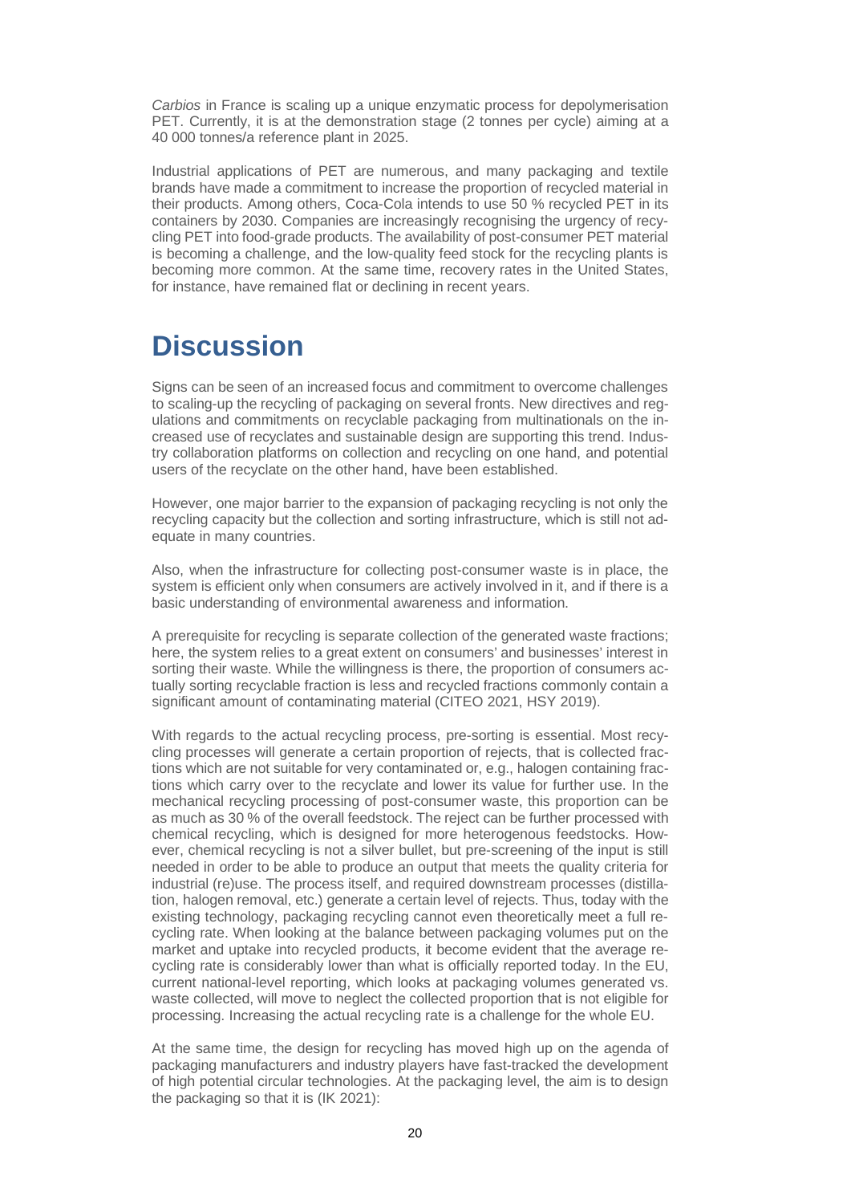*Carbios* in France is scaling up a unique enzymatic process for depolymerisation PET. Currently, it is at the demonstration stage (2 tonnes per cycle) aiming at a 40 000 tonnes/a reference plant in 2025.

Industrial applications of PET are numerous, and many packaging and textile brands have made a commitment to increase the proportion of recycled material in their products. Among others, Coca-Cola intends to use 50 % recycled PET in its containers by 2030. Companies are increasingly recognising the urgency of recycling PET into food-grade products. The availability of post-consumer PET material is becoming a challenge, and the low-quality feed stock for the recycling plants is becoming more common. At the same time, recovery rates in the United States, for instance, have remained flat or declining in recent years.

# Discussion

Signs can be seen of an increased focus and commitment to overcome challenges to scaling-up the recycling of packaging on several fronts. New directives and regulations and commitments on recyclable packaging from multinationals on the increased use of recyclates and sustainable design are supporting this trend. Industry collaboration platforms on collection and recycling on one hand, and potential users of the recyclate on the other hand, have been established.

However, one major barrier to the expansion of packaging recycling is not only the recycling capacity but the collection and sorting infrastructure, which is still not adequate in many countries.

Also, when the infrastructure for collecting post-consumer waste is in place, the system is efficient only when consumers are actively involved in it, and if there is a basic understanding of environmental awareness and information.

A prerequisite for recycling is separate collection of the generated waste fractions; here, the system relies to a great extent on consumers' and businesses' interest in sorting their waste. While the willingness is there, the proportion of consumers actually sorting recyclable fraction is less and recycled fractions commonly contain a significant amount of contaminating material (CITEO 2021, HSY 2019).

With regards to the actual recycling process, pre-sorting is essential. Most recycling processes will generate a certain proportion of rejects, that is collected fractions which are not suitable for very contaminated or, e.g., halogen containing fractions which carry over to the recyclate and lower its value for further use. In the mechanical recycling processing of post-consumer waste, this proportion can be as much as 30 % of the overall feedstock. The reject can be further processed with chemical recycling, which is designed for more heterogenous feedstocks. However, chemical recycling is not a silver bullet, but pre-screening of the input is still needed in order to be able to produce an output that meets the quality criteria for industrial (re)use. The process itself, and required downstream processes (distillation, halogen removal, etc.) generate a certain level of rejects. Thus, today with the existing technology, packaging recycling cannot even theoretically meet a full recycling rate. When looking at the balance between packaging volumes put on the market and uptake into recycled products, it become evident that the average recycling rate is considerably lower than what is officially reported today. In the EU, current national-level reporting, which looks at packaging volumes generated vs. waste collected, will move to neglect the collected proportion that is not eligible for processing. Increasing the actual recycling rate is a challenge for the whole EU.

At the same time, the design for recycling has moved high up on the agenda of packaging manufacturers and industry players have fast-tracked the development of high potential circular technologies. At the packaging level, the aim is to design the packaging so that it is (IK 2021):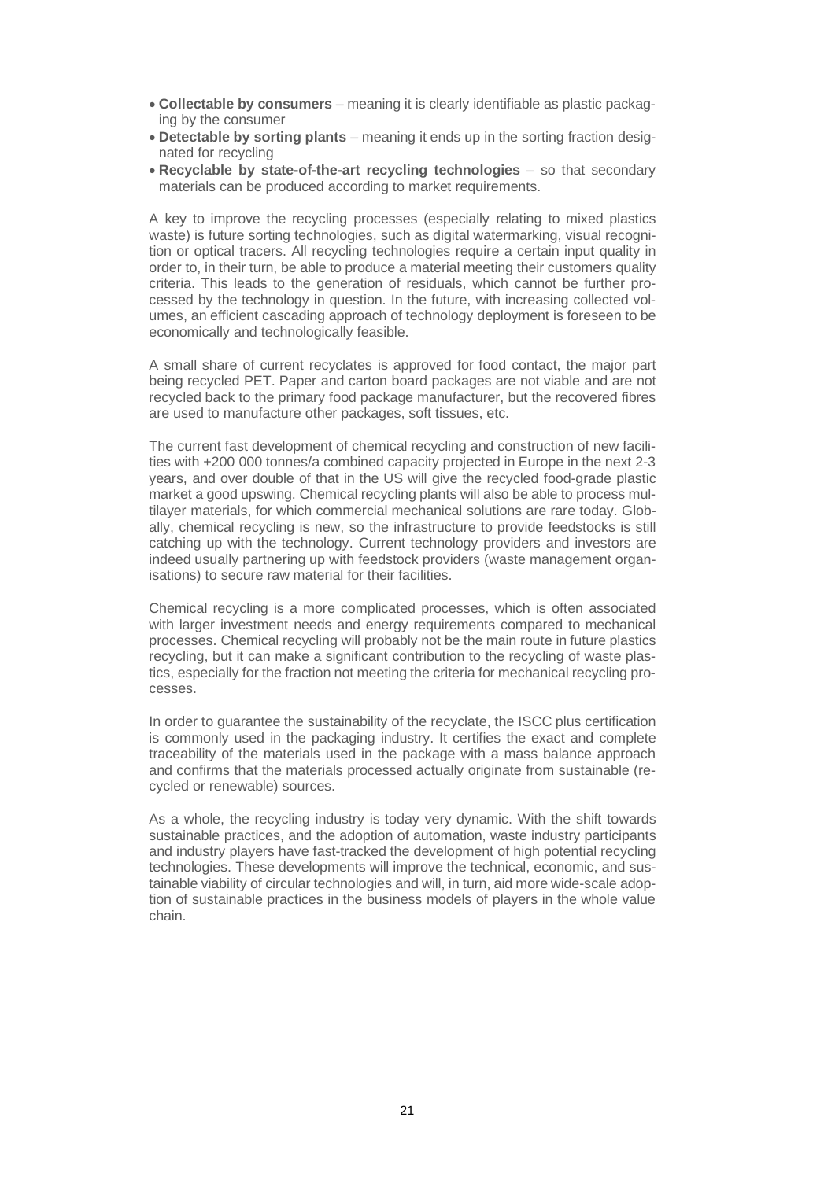- **Collectable by consumers** – meaning it is clearly identifiable as plastic packaging by the consumer
- **Detectable by sorting plants** – meaning it ends up in the sorting fraction designated for recycling
- **Recyclable by state-of-the-art recycling technologies** – so that secondary materials can be produced according to market requirements.

A key to improve the recycling processes (especially relating to mixed plastics waste) is future sorting technologies, such as digital watermarking, visual recognition or optical tracers. All recycling technologies require a certain input quality in order to, in their turn, be able to produce a material meeting their customers quality criteria. This leads to the generation of residuals, which cannot be further processed by the technology in question. In the future, with increasing collected volumes, an efficient cascading approach of technology deployment is foreseen to be economically and technologically feasible.

A small share of current recyclates is approved for food contact, the major part being recycled PET. Paper and carton board packages are not viable and are not recycled back to the primary food package manufacturer, but the recovered fibres are used to manufacture other packages, soft tissues, etc.

The current fast development of chemical recycling and construction of new facilities with +200 000 tonnes/a combined capacity projected in Europe in the next 2-3 years, and over double of that in the US will give the recycled food-grade plastic market a good upswing. Chemical recycling plants will also be able to process multilayer materials, for which commercial mechanical solutions are rare today. Globally, chemical recycling is new, so the infrastructure to provide feedstocks is still catching up with the technology. Current technology providers and investors are indeed usually partnering up with feedstock providers (waste management organisations) to secure raw material for their facilities.

Chemical recycling is a more complicated processes, which is often associated with larger investment needs and energy requirements compared to mechanical processes. Chemical recycling will probably not be the main route in future plastics recycling, but it can make a significant contribution to the recycling of waste plastics, especially for the fraction not meeting the criteria for mechanical recycling processes.

In order to guarantee the sustainability of the recyclate, the ISCC plus certification is commonly used in the packaging industry. It certifies the exact and complete traceability of the materials used in the package with a mass balance approach and confirms that the materials processed actually originate from sustainable (recycled or renewable) sources.

As a whole, the recycling industry is today very dynamic. With the shift towards sustainable practices, and the adoption of automation, waste industry participants and industry players have fast-tracked the development of high potential recycling technologies. These developments will improve the technical, economic, and sustainable viability of circular technologies and will, in turn, aid more wide-scale adoption of sustainable practices in the business models of players in the whole value chain.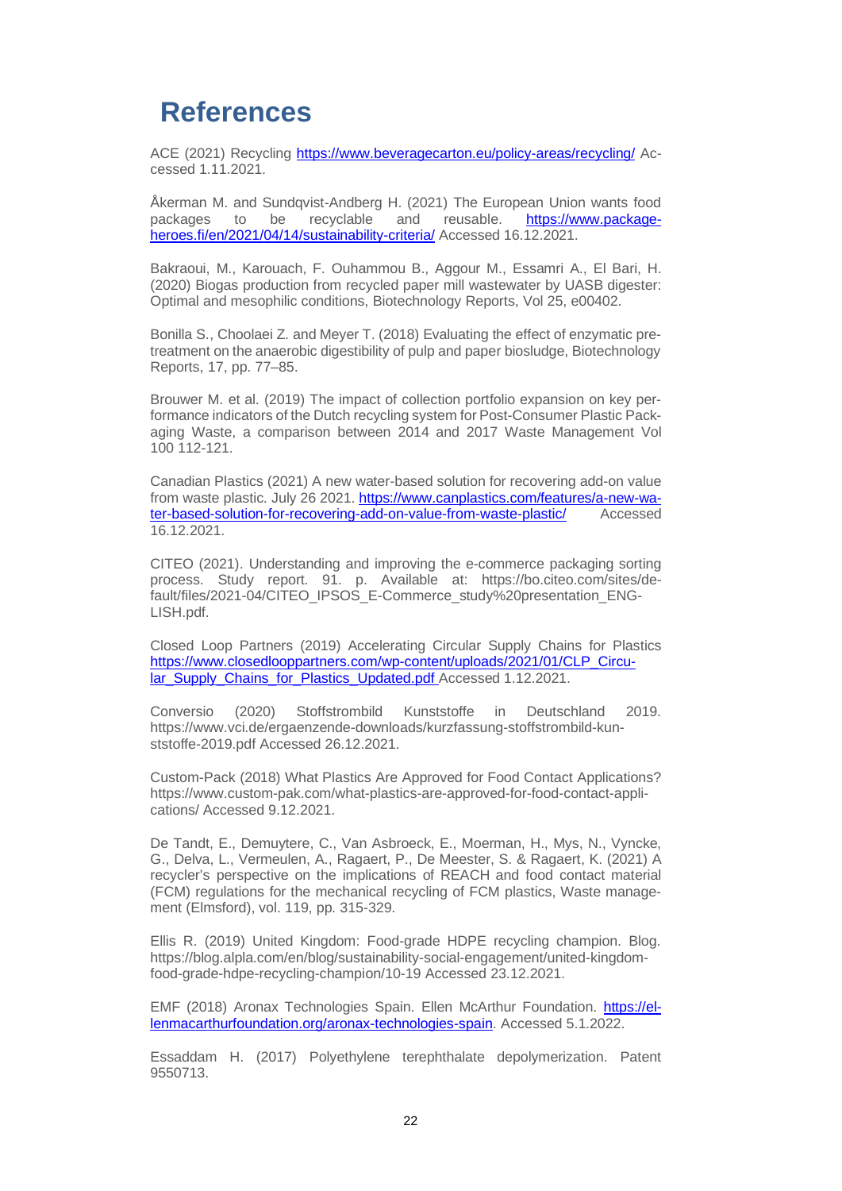# References

ACE (2021) Recycling https://www.beveragecarton.eu/policy-areas/recycling/ Accessed 1.11.2021.

Åkerman M. and Sundqvist-Andberg H. (2021) The European Union wants food packages to be recyclable and reusable. https://www.package-heroes.fi/en/2021/04/14/sustainability-criteria/ Accessed 16.12.2021.

Bakraoui, M., Karouach, F. Ouhammou B., Aggour M., Essamri A., El Bari, H. (2020) Biogas production from recycled paper mill wastewater by UASB digester: Optimal and mesophilic conditions, Biotechnology Reports, Vol 25, e00402.

Bonilla S., Choolaei Z. and Meyer T. (2018) Evaluating the effect of enzymatic pre-treatment on the anaerobic digestibility of pulp and paper biosludge, Biotechnology Reports, 17, pp. 77–85.

Brouwer M. et al. (2019) The impact of collection portfolio expansion on key performance indicators of the Dutch recycling system for Post-Consumer Plastic Packaging Waste, a comparison between 2014 and 2017 Waste Management Vol 100 112-121.

Canadian Plastics (2021) A new water-based solution for recovering add-on value from waste plastic. July 26 2021. https://www.canplastics.com/features/a-new-water-based-solution-for-recovering-add-on-value-from-waste-plastic/ Accessed 16.12.2021.

CITEO (2021). Understanding and improving the e-commerce packaging sorting process. Study report. 91. p. Available at: https://bo.citeo.com/sites/default/files/2021-04/CITEO_IPSOS_E-Commerce_study%20presentation_ENGLISH.pdf.

Closed Loop Partners (2019) Accelerating Circular Supply Chains for Plastics https://www.closedlooppartners.com/wp-content/uploads/2021/01/CLP_Circular_Supply_Chains_for_Plastics_Updated.pdf Accessed 1.12.2021.

Conversio (2020) Stoffstrombild Kunststoffe in Deutschland 2019. https://www.vci.de/ergaenzende-downloads/kurzfassung-stoffstrombild-kunststoffe-2019.pdf Accessed 26.12.2021.

Custom-Pack (2018) What Plastics Are Approved for Food Contact Applications? https://www.custom-pak.com/what-plastics-are-approved-for-food-contact-applications/ Accessed 9.12.2021.

De Tandt, E., Demuytere, C., Van Asbroeck, E., Moerman, H., Mys, N., Vyncke, G., Delva, L., Vermeulen, A., Ragaert, P., De Meester, S. & Ragaert, K. (2021) A recycler's perspective on the implications of REACH and food contact material (FCM) regulations for the mechanical recycling of FCM plastics, Waste management (Elmsford), vol. 119, pp. 315-329.

Ellis R. (2019) United Kingdom: Food-grade HDPE recycling champion. Blog. https://blog.alpla.com/en/blog/sustainability-social-engagement/united-kingdom-food-grade-hdpe-recycling-champion/10-19 Accessed 23.12.2021.

EMF (2018) Aronax Technologies Spain. Ellen McArthur Foundation. https://ellenmacarthurfoundation.org/aronax-technologies-spain. Accessed 5.1.2022.

Essaddam H. (2017) Polyethylene terephthalate depolymerization. Patent 9550713.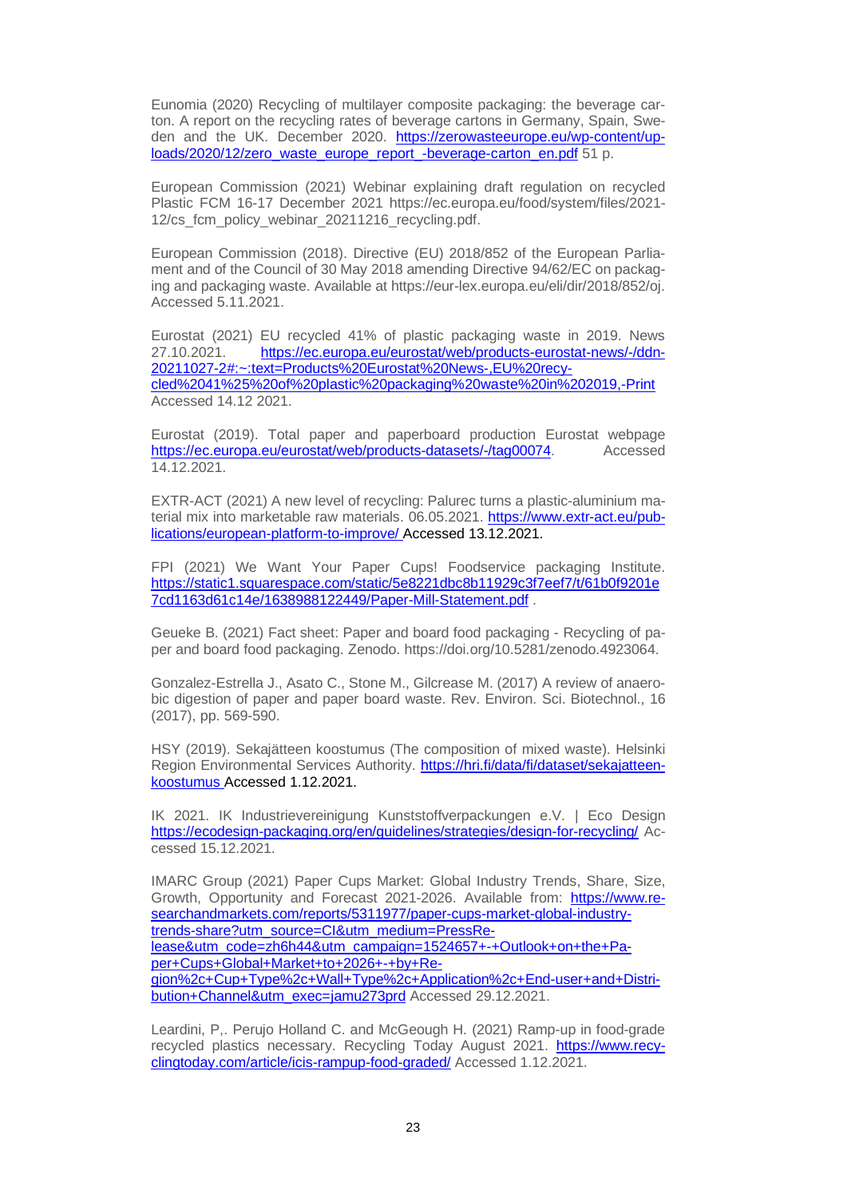Eunomia (2020) Recycling of multilayer composite packaging: the beverage carton. A report on the recycling rates of beverage cartons in Germany, Spain, Sweden and the UK. December 2020. https://zerowasteeurope.eu/wp-content/uploads/2020/12/zero_waste_europe_report_-beverage-carton_en.pdf 51 p.

European Commission (2021) Webinar explaining draft regulation on recycled Plastic FCM 16-17 December 2021 https://ec.europa.eu/food/system/files/2021-12/cs_fcm_policy_webinar_20211216_recycling.pdf.

European Commission (2018). Directive (EU) 2018/852 of the European Parliament and of the Council of 30 May 2018 amending Directive 94/62/EC on packaging and packaging waste. Available at https://eur-lex.europa.eu/eli/dir/2018/852/oj. Accessed 5.11.2021.

Eurostat (2021) EU recycled 41% of plastic packaging waste in 2019. News 27.10.2021. https://ec.europa.eu/eurostat/web/products-eurostat-news/-/ddn-20211027-2#:~:text=Products%20Eurostat%20News-,EU%20recycled%2041%25%20of%20plastic%20packaging%20waste%20in%202019,-Print Accessed 14.12 2021.

Eurostat (2019). Total paper and paperboard production Eurostat webpage https://ec.europa.eu/eurostat/web/products-datasets/-/tag00074. Accessed 14.12.2021.

EXTR-ACT (2021) A new level of recycling: Palurec turns a plastic-aluminium material mix into marketable raw materials. 06.05.2021. https://www.extr-act.eu/publications/european-platform-to-improve/ Accessed 13.12.2021.

FPI (2021) We Want Your Paper Cups! Foodservice packaging Institute. https://static1.squarespace.com/static/5e8221dbc8b11929c3f7eef7/t/61b0f9201e7cd1163d61c14e/1638988122449/Paper-Mill-Statement.pdf .

Geueke B. (2021) Fact sheet: Paper and board food packaging - Recycling of paper and board food packaging. Zenodo. https://doi.org/10.5281/zenodo.4923064.

Gonzalez-Estrella J., Asato C., Stone M., Gilcrease M. (2017) A review of anaerobic digestion of paper and paper board waste. Rev. Environ. Sci. Biotechnol., 16 (2017), pp. 569-590.

HSY (2019). Sekajätteen koostumus (The composition of mixed waste). Helsinki Region Environmental Services Authority. https://hri.fi/data/fi/dataset/sekajatteen-koostumus Accessed 1.12.2021.

IK 2021. IK Industrievereinigung Kunststoffverpackungen e.V. | Eco Design https://ecodesign-packaging.org/en/guidelines/strategies/design-for-recycling/ Accessed 15.12.2021.

IMARC Group (2021) Paper Cups Market: Global Industry Trends, Share, Size, Growth, Opportunity and Forecast 2021-2026. Available from: https://www.researchandmarkets.com/reports/5311977/paper-cups-market-global-industry-trends-share?utm_source=CI&utm_medium=PressRelease&utm_code=zh6h44&utm_campaign=1524657+-+Outlook+on+the+Paper+Cups+Global+Market+to+2026+-+by+Region%2c+Cup+Type%2c+Wall+Type%2c+Application%2c+End-user+and+Distribution+Channel&utm_exec=jamu273prd Accessed 29.12.2021.

Leardini, P,. Perujo Holland C. and McGeough H. (2021) Ramp-up in food-grade recycled plastics necessary. Recycling Today August 2021. https://www.recyclingtoday.com/article/icis-rampup-food-graded/ Accessed 1.12.2021.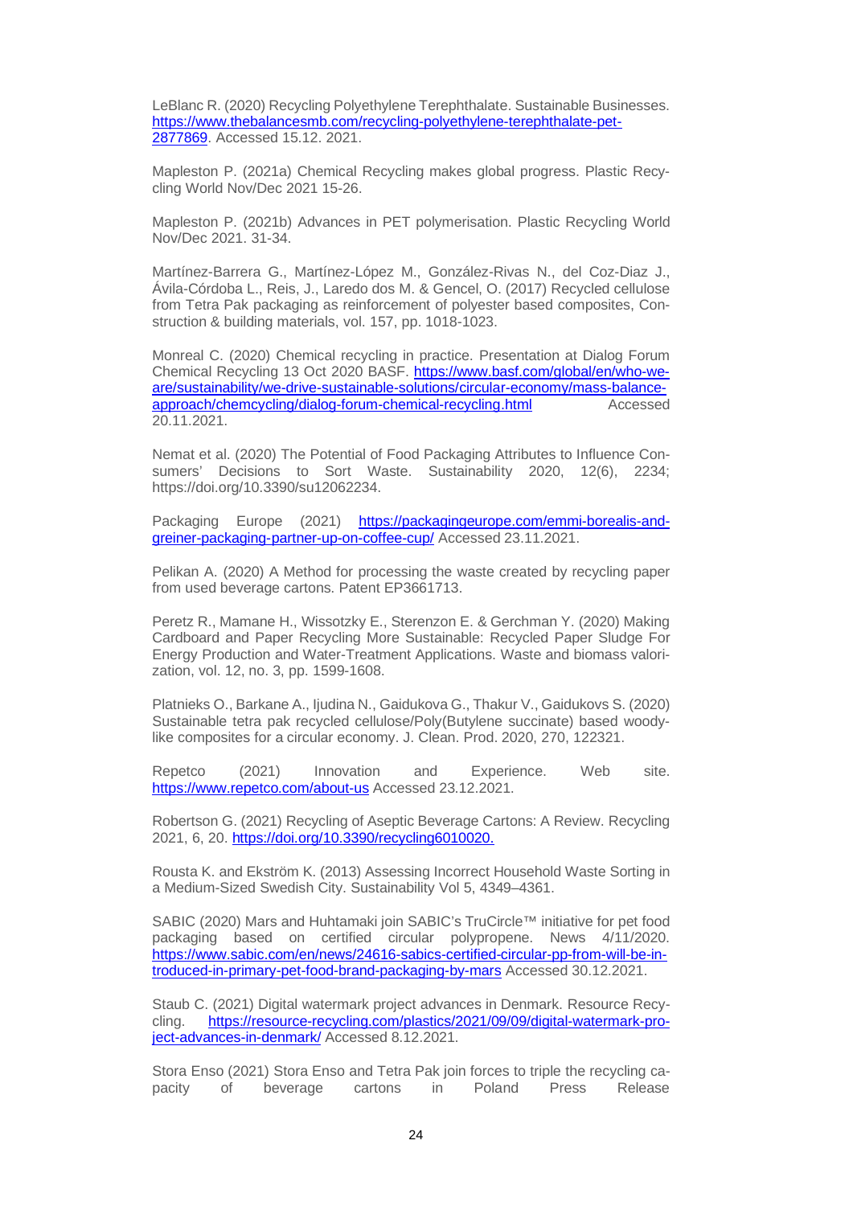LeBlanc R. (2020) Recycling Polyethylene Terephthalate. Sustainable Businesses. https://www.thebalancesmb.com/recycling-polyethylene-terephthalate-pet-2877869. Accessed 15.12. 2021.

Mapleston P. (2021a) Chemical Recycling makes global progress. Plastic Recycling World Nov/Dec 2021 15-26.

Mapleston P. (2021b) Advances in PET polymerisation. Plastic Recycling World Nov/Dec 2021. 31-34.

Martínez-Barrera G., Martínez-López M., González-Rivas N., del Coz-Diaz J., Ávila-Córdoba L., Reis, J., Laredo dos M. & Gencel, O. (2017) Recycled cellulose from Tetra Pak packaging as reinforcement of polyester based composites, Construction & building materials, vol. 157, pp. 1018-1023.

Monreal C. (2020) Chemical recycling in practice. Presentation at Dialog Forum Chemical Recycling 13 Oct 2020 BASF. https://www.basf.com/global/en/who-we-are/sustainability/we-drive-sustainable-solutions/circular-economy/mass-balance-approach/chemcycling/dialog-forum-chemical-recycling.html Accessed 20.11.2021.

Nemat et al. (2020) The Potential of Food Packaging Attributes to Influence Consumers' Decisions to Sort Waste. Sustainability 2020, 12(6), 2234; https://doi.org/10.3390/su12062234.

Packaging Europe (2021) https://packagingeurope.com/emmi-borealis-and-greiner-packaging-partner-up-on-coffee-cup/ Accessed 23.11.2021.

Pelikan A. (2020) A Method for processing the waste created by recycling paper from used beverage cartons. Patent EP3661713.

Peretz R., Mamane H., Wissotzky E., Sterenzon E. & Gerchman Y. (2020) Making Cardboard and Paper Recycling More Sustainable: Recycled Paper Sludge For Energy Production and Water-Treatment Applications. Waste and biomass valorization, vol. 12, no. 3, pp. 1599-1608.

Platnieks O., Barkane A., Ijudina N., Gaidukova G., Thakur V., Gaidukovs S. (2020) Sustainable tetra pak recycled cellulose/Poly(Butylene succinate) based woody-like composites for a circular economy. J. Clean. Prod. 2020, 270, 122321.

Repetco (2021) Innovation and Experience. Web site. https://www.repetco.com/about-us Accessed 23.12.2021.

Robertson G. (2021) Recycling of Aseptic Beverage Cartons: A Review. Recycling 2021, 6, 20. https://doi.org/10.3390/recycling6010020.

Rousta K. and Ekström K. (2013) Assessing Incorrect Household Waste Sorting in a Medium-Sized Swedish City. Sustainability Vol 5, 4349–4361.

SABIC (2020) Mars and Huhtamaki join SABIC's TruCircle™ initiative for pet food packaging based on certified circular polypropene. News 4/11/2020. https://www.sabic.com/en/news/24616-sabics-certified-circular-pp-from-will-be-introduced-in-primary-pet-food-brand-packaging-by-mars Accessed 30.12.2021.

Staub C. (2021) Digital watermark project advances in Denmark. Resource Recycling. https://resource-recycling.com/plastics/2021/09/09/digital-watermark-project-advances-in-denmark/ Accessed 8.12.2021.

Stora Enso (2021) Stora Enso and Tetra Pak join forces to triple the recycling capacity of beverage cartons in Poland Press Release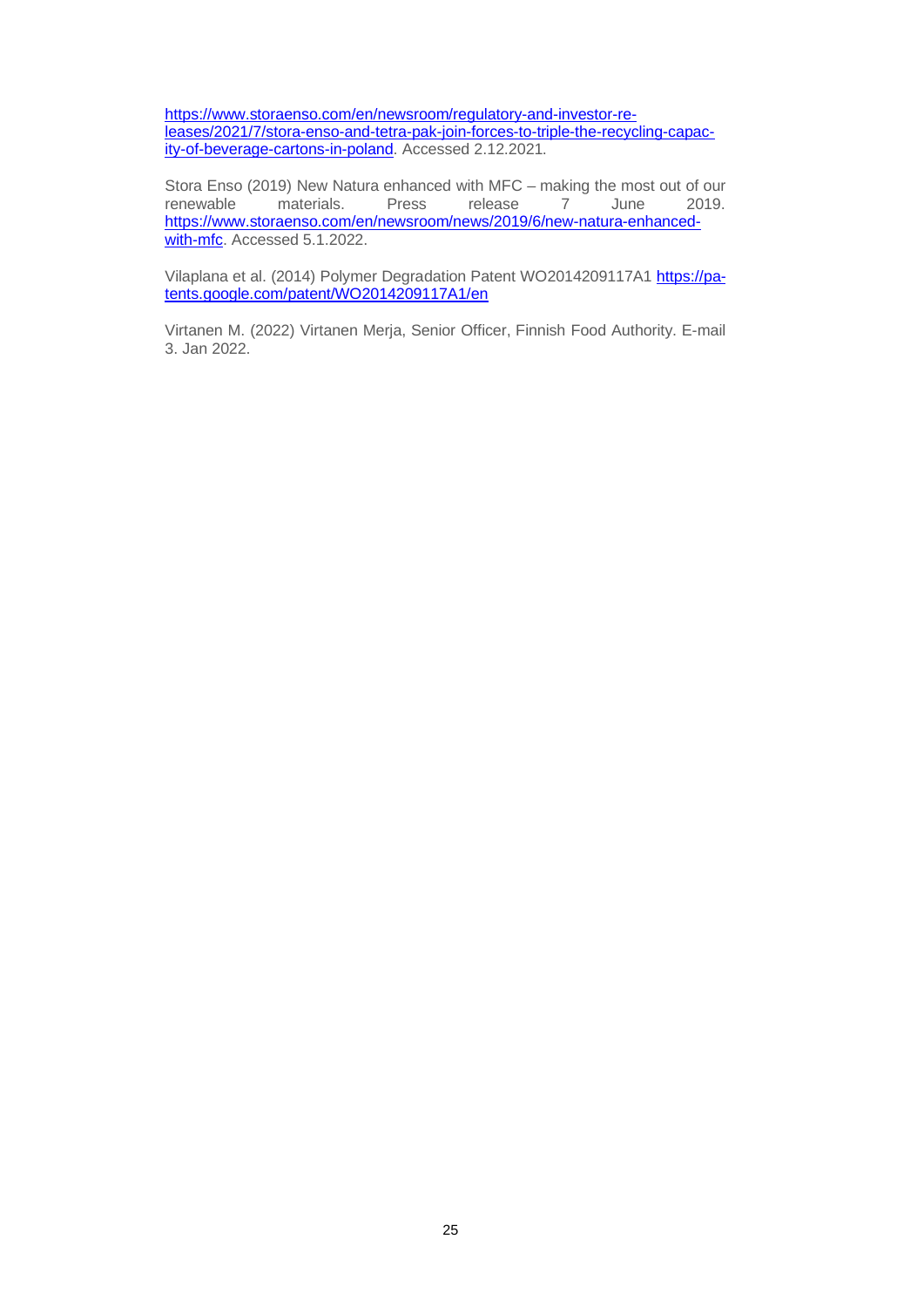https://www.storaenso.com/en/newsroom/regulatory-and-investor-releases/2021/7/stora-enso-and-tetra-pak-join-forces-to-triple-the-recycling-capacity-of-beverage-cartons-in-poland. Accessed 2.12.2021.

Stora Enso (2019) New Natura enhanced with MFC – making the most out of our renewable materials. Press release 7 June 2019. https://www.storaenso.com/en/newsroom/news/2019/6/new-natura-enhanced-with-mfc. Accessed 5.1.2022.

Vilaplana et al. (2014) Polymer Degradation Patent WO2014209117A1 https://patents.google.com/patent/WO2014209117A1/en

Virtanen M. (2022) Virtanen Merja, Senior Officer, Finnish Food Authority. E-mail 3. Jan 2022.